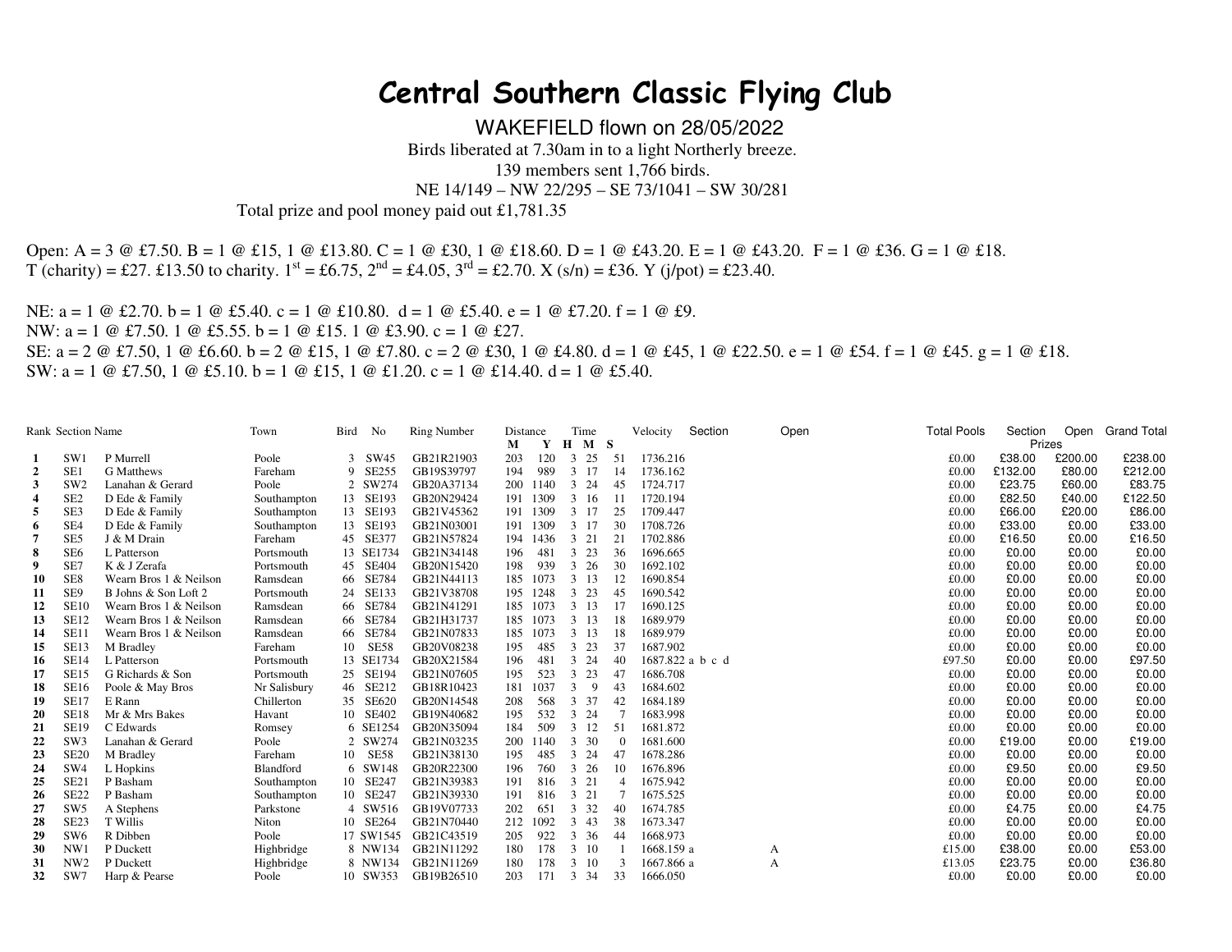# Central Southern Classic Flying Club

WAKEFIELD flown on 28/05/2022

Birds liberated at 7.30am in to a light Northerly breeze.

139 members sent 1,766 birds.

NE 14/149 – NW 22/295 – SE 73/1041 – SW 30/281

Total prize and pool money paid out £1,781.35

Open: A = 3 @ £7.50. B = 1 @ £15, 1 @ £13.80. C = 1 @ £30, 1 @ £18.60. D = 1 @ £43.20. E = 1 @ £43.20. F = 1 @ £36. G = 1 @ £18.
T (charity) = £27. £13.50 to charity. 1st = £6.75, 2nd = £4.05, 3rd = £2.70. X (s/n) = £36. Y (j/pot) = £23.40.

NE: a = 1 @ £2.70. b = 1 @ £5.40. c = 1 @ £10.80. d = 1 @ £5.40. e = 1 @ £7.20. f = 1 @ £9.
NW: a = 1 @ £7.50. 1 @ £5.55. b = 1 @ £15. 1 @ £3.90. c = 1 @ £27.
SE: a = 2 @ £7.50, 1 @ £6.60. b = 2 @ £15, 1 @ £7.80. c = 2 @ £30, 1 @ £4.80. d = 1 @ £45, 1 @ £22.50. e = 1 @ £54. f = 1 @ £45. g = 1 @ £18.
SW: a = 1 @ £7.50, 1 @ £5.10. b = 1 @ £15, 1 @ £1.20. c = 1 @ £14.40. d = 1 @ £5.40.

| Rank | Section | Name | Town | Bird | No | Ring Number | Distance M | Distance Y | Time H | Time M | Time S | Velocity | Section | Open | Total Pools | Section Prizes | Open Prizes | Grand Total |
|---|---|---|---|---|---|---|---|---|---|---|---|---|---|---|---|---|---|---|
| 1 | SW1 | P Murrell | Poole | 3 | SW45 | GB21R21903 | 203 | 120 | 3 | 25 | 51 | 1736.216 | | | £0.00 | £38.00 | £200.00 | £238.00 |
| 2 | SE1 | G Matthews | Fareham | 9 | SE255 | GB19S39797 | 194 | 989 | 3 | 17 | 14 | 1736.162 | | | £0.00 | £132.00 | £80.00 | £212.00 |
| 3 | SW2 | Lanahan & Gerard | Poole | 2 | SW274 | GB20A37134 | 200 | 1140 | 3 | 24 | 45 | 1724.717 | | | £0.00 | £23.75 | £60.00 | £83.75 |
| 4 | SE2 | D Ede & Family | Southampton | 13 | SE193 | GB20N29424 | 191 | 1309 | 3 | 16 | 11 | 1720.194 | | | £0.00 | £82.50 | £40.00 | £122.50 |
| 5 | SE3 | D Ede & Family | Southampton | 13 | SE193 | GB21V45362 | 191 | 1309 | 3 | 17 | 25 | 1709.447 | | | £0.00 | £66.00 | £20.00 | £86.00 |
| 6 | SE4 | D Ede & Family | Southampton | 13 | SE193 | GB21N03001 | 191 | 1309 | 3 | 17 | 30 | 1708.726 | | | £0.00 | £33.00 | £0.00 | £33.00 |
| 7 | SE5 | J & M Drain | Fareham | 45 | SE377 | GB21N57824 | 194 | 1436 | 3 | 21 | 21 | 1702.886 | | | £0.00 | £16.50 | £0.00 | £16.50 |
| 8 | SE6 | L Patterson | Portsmouth | 13 | SE1734 | GB21N34148 | 196 | 481 | 3 | 23 | 36 | 1696.665 | | | £0.00 | £0.00 | £0.00 | £0.00 |
| 9 | SE7 | K & J Zerafa | Portsmouth | 45 | SE404 | GB20N15420 | 198 | 939 | 3 | 26 | 30 | 1692.102 | | | £0.00 | £0.00 | £0.00 | £0.00 |
| 10 | SE8 | Wearn Bros 1 & Neilson | Ramsdean | 66 | SE784 | GB21N44113 | 185 | 1073 | 3 | 13 | 12 | 1690.854 | | | £0.00 | £0.00 | £0.00 | £0.00 |
| 11 | SE9 | B Johns & Son Loft 2 | Portsmouth | 24 | SE133 | GB21V38708 | 195 | 1248 | 3 | 23 | 45 | 1690.542 | | | £0.00 | £0.00 | £0.00 | £0.00 |
| 12 | SE10 | Wearn Bros 1 & Neilson | Ramsdean | 66 | SE784 | GB21N41291 | 185 | 1073 | 3 | 13 | 17 | 1690.125 | | | £0.00 | £0.00 | £0.00 | £0.00 |
| 13 | SE12 | Wearn Bros 1 & Neilson | Ramsdean | 66 | SE784 | GB21H31737 | 185 | 1073 | 3 | 13 | 18 | 1689.979 | | | £0.00 | £0.00 | £0.00 | £0.00 |
| 14 | SE11 | Wearn Bros 1 & Neilson | Ramsdean | 66 | SE784 | GB21N07833 | 185 | 1073 | 3 | 13 | 18 | 1689.979 | | | £0.00 | £0.00 | £0.00 | £0.00 |
| 15 | SE13 | M Bradley | Fareham | 10 | SE58 | GB20V08238 | 195 | 485 | 3 | 23 | 37 | 1687.902 | | | £0.00 | £0.00 | £0.00 | £0.00 |
| 16 | SE14 | L Patterson | Portsmouth | 13 | SE1734 | GB20X21584 | 196 | 481 | 3 | 24 | 40 | 1687.822 | a b c d | | £97.50 | £0.00 | £0.00 | £97.50 |
| 17 | SE15 | G Richards & Son | Portsmouth | 25 | SE194 | GB21N07605 | 195 | 523 | 3 | 23 | 47 | 1686.708 | | | £0.00 | £0.00 | £0.00 | £0.00 |
| 18 | SE16 | Poole & May Bros | Nr Salisbury | 46 | SE212 | GB18R10423 | 181 | 1037 | 3 | 9 | 43 | 1684.602 | | | £0.00 | £0.00 | £0.00 | £0.00 |
| 19 | SE17 | E Rann | Chillerton | 35 | SE620 | GB20N14548 | 208 | 568 | 3 | 37 | 42 | 1684.189 | | | £0.00 | £0.00 | £0.00 | £0.00 |
| 20 | SE18 | Mr & Mrs Bakes | Havant | 10 | SE402 | GB19N40682 | 195 | 532 | 3 | 24 | 7 | 1683.998 | | | £0.00 | £0.00 | £0.00 | £0.00 |
| 21 | SE19 | C Edwards | Romsey | 6 | SE1254 | GB20N35094 | 184 | 509 | 3 | 12 | 51 | 1681.872 | | | £0.00 | £0.00 | £0.00 | £0.00 |
| 22 | SW3 | Lanahan & Gerard | Poole | 2 | SW274 | GB21N03235 | 200 | 1140 | 3 | 30 | 0 | 1681.600 | | | £0.00 | £19.00 | £0.00 | £19.00 |
| 23 | SE20 | M Bradley | Fareham | 10 | SE58 | GB21N38130 | 195 | 485 | 3 | 24 | 47 | 1678.286 | | | £0.00 | £0.00 | £0.00 | £0.00 |
| 24 | SW4 | L Hopkins | Blandford | 6 | SW148 | GB20R22300 | 196 | 760 | 3 | 26 | 10 | 1676.896 | | | £0.00 | £9.50 | £0.00 | £9.50 |
| 25 | SE21 | P Basham | Southampton | 10 | SE247 | GB21N39383 | 191 | 816 | 3 | 21 | 4 | 1675.942 | | | £0.00 | £0.00 | £0.00 | £0.00 |
| 26 | SE22 | P Basham | Southampton | 10 | SE247 | GB21N39330 | 191 | 816 | 3 | 21 | 7 | 1675.525 | | | £0.00 | £0.00 | £0.00 | £0.00 |
| 27 | SW5 | A Stephens | Parkstone | 4 | SW516 | GB19V07733 | 202 | 651 | 3 | 32 | 40 | 1674.785 | | | £0.00 | £4.75 | £0.00 | £4.75 |
| 28 | SE23 | T Willis | Niton | 10 | SE264 | GB21N70440 | 212 | 1092 | 3 | 43 | 38 | 1673.347 | | | £0.00 | £0.00 | £0.00 | £0.00 |
| 29 | SW6 | R Dibben | Poole | 17 | SW1545 | GB21C43519 | 205 | 922 | 3 | 36 | 44 | 1668.973 | | | £0.00 | £0.00 | £0.00 | £0.00 |
| 30 | NW1 | P Duckett | Highbridge | 8 | NW134 | GB21N11292 | 180 | 178 | 3 | 10 | 1 | 1668.159 | a | A | £15.00 | £38.00 | £0.00 | £53.00 |
| 31 | NW2 | P Duckett | Highbridge | 8 | NW134 | GB21N11269 | 180 | 178 | 3 | 10 | 3 | 1667.866 | a | A | £13.05 | £23.75 | £0.00 | £36.80 |
| 32 | SW7 | Harp & Pearse | Poole | 10 | SW353 | GB19B26510 | 203 | 171 | 3 | 34 | 33 | 1666.050 | | | £0.00 | £0.00 | £0.00 | £0.00 |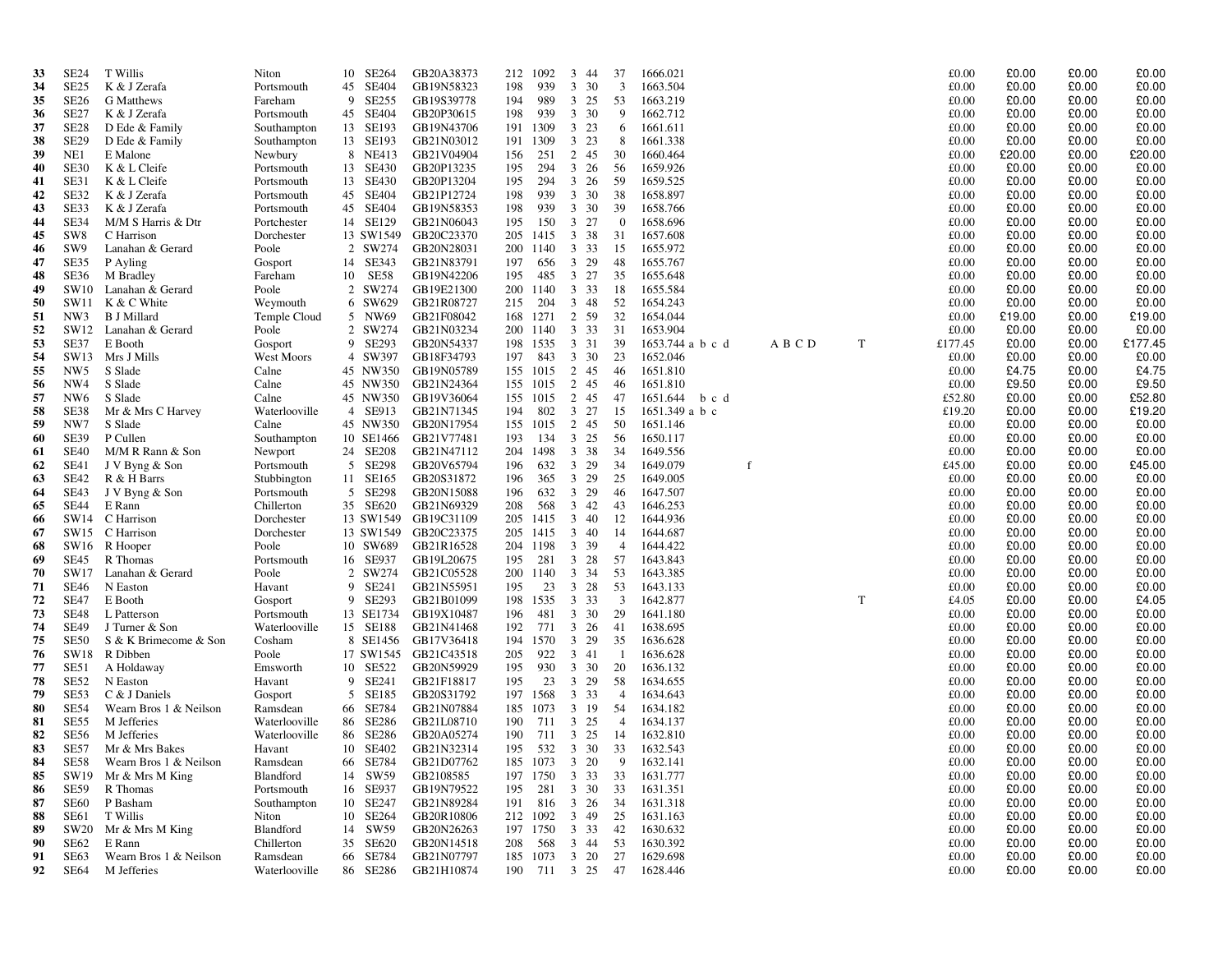| | | | | | | | | | | | | | | | | | | |
|---|---|---|---|---|---|---|---|---|---|---|---|---|---|---|---|---|---|---|
| 33 | SE24 | T Willis | Niton | 10 | SE264 | GB20A38373 | 212 | 1092 | 3 | 44 | 37 | 1666.021 | | | £0.00 | £0.00 | £0.00 | £0.00 |
| 34 | SE25 | K & J Zerafa | Portsmouth | 45 | SE404 | GB19N58323 | 198 | 939 | 3 | 30 | 3 | 1663.504 | | | £0.00 | £0.00 | £0.00 | £0.00 |
| 35 | SE26 | G Matthews | Fareham | 9 | SE255 | GB19S39778 | 194 | 989 | 3 | 25 | 53 | 1663.219 | | | £0.00 | £0.00 | £0.00 | £0.00 |
| 36 | SE27 | K & J Zerafa | Portsmouth | 45 | SE404 | GB20P30615 | 198 | 939 | 3 | 30 | 9 | 1662.712 | | | £0.00 | £0.00 | £0.00 | £0.00 |
| 37 | SE28 | D Ede & Family | Southampton | 13 | SE193 | GB19N43706 | 191 | 1309 | 3 | 23 | 6 | 1661.611 | | | £0.00 | £0.00 | £0.00 | £0.00 |
| 38 | SE29 | D Ede & Family | Southampton | 13 | SE193 | GB21N03012 | 191 | 1309 | 3 | 23 | 8 | 1661.338 | | | £0.00 | £0.00 | £0.00 | £0.00 |
| 39 | NE1 | E Malone | Newbury | 8 | NE413 | GB21V04904 | 156 | 251 | 2 | 45 | 30 | 1660.464 | | | £0.00 | £20.00 | £0.00 | £20.00 |
| 40 | SE30 | K & L Cleife | Portsmouth | 13 | SE430 | GB20P13235 | 195 | 294 | 3 | 26 | 56 | 1659.926 | | | £0.00 | £0.00 | £0.00 | £0.00 |
| 41 | SE31 | K & L Cleife | Portsmouth | 13 | SE430 | GB20P13204 | 195 | 294 | 3 | 26 | 59 | 1659.525 | | | £0.00 | £0.00 | £0.00 | £0.00 |
| 42 | SE32 | K & J Zerafa | Portsmouth | 45 | SE404 | GB21P12724 | 198 | 939 | 3 | 30 | 38 | 1658.897 | | | £0.00 | £0.00 | £0.00 | £0.00 |
| 43 | SE33 | K & J Zerafa | Portsmouth | 45 | SE404 | GB19N58353 | 198 | 939 | 3 | 30 | 39 | 1658.766 | | | £0.00 | £0.00 | £0.00 | £0.00 |
| 44 | SE34 | M/M S Harris & Dtr | Portchester | 14 | SE129 | GB21N06043 | 195 | 150 | 3 | 27 | 0 | 1658.696 | | | £0.00 | £0.00 | £0.00 | £0.00 |
| 45 | SW8 | C Harrison | Dorchester | 13 | SW1549 | GB20C23370 | 205 | 1415 | 3 | 38 | 31 | 1657.608 | | | £0.00 | £0.00 | £0.00 | £0.00 |
| 46 | SW9 | Lanahan & Gerard | Poole | 2 | SW274 | GB20N28031 | 200 | 1140 | 3 | 33 | 15 | 1655.972 | | | £0.00 | £0.00 | £0.00 | £0.00 |
| 47 | SE35 | P Ayling | Gosport | 14 | SE343 | GB21N83791 | 197 | 656 | 3 | 29 | 48 | 1655.767 | | | £0.00 | £0.00 | £0.00 | £0.00 |
| 48 | SE36 | M Bradley | Fareham | 10 | SE58 | GB19N42206 | 195 | 485 | 3 | 27 | 35 | 1655.648 | | | £0.00 | £0.00 | £0.00 | £0.00 |
| 49 | SW10 | Lanahan & Gerard | Poole | 2 | SW274 | GB19E21300 | 200 | 1140 | 3 | 33 | 18 | 1655.584 | | | £0.00 | £0.00 | £0.00 | £0.00 |
| 50 | SW11 | K & C White | Weymouth | 6 | SW629 | GB21R08727 | 215 | 204 | 3 | 48 | 52 | 1654.243 | | | £0.00 | £0.00 | £0.00 | £0.00 |
| 51 | NW3 | B J Millard | Temple Cloud | 5 | NW69 | GB21F08042 | 168 | 1271 | 2 | 59 | 32 | 1654.044 | | | £0.00 | £19.00 | £0.00 | £19.00 |
| 52 | SW12 | Lanahan & Gerard | Poole | 2 | SW274 | GB21N03234 | 200 | 1140 | 3 | 33 | 31 | 1653.904 | | | £0.00 | £0.00 | £0.00 | £0.00 |
| 53 | SE37 | E Booth | Gosport | 9 | SE293 | GB20N54337 | 198 | 1535 | 3 | 31 | 39 | 1653.744 a b c d | A B C D | T | £177.45 | £0.00 | £0.00 | £177.45 |
| 54 | SW13 | Mrs J Mills | West Moors | 4 | SW397 | GB18F34793 | 197 | 843 | 3 | 30 | 23 | 1652.046 | | | £0.00 | £0.00 | £0.00 | £0.00 |
| 55 | NW5 | S Slade | Calne | 45 | NW350 | GB19N05789 | 155 | 1015 | 2 | 45 | 46 | 1651.810 | | | £0.00 | £4.75 | £0.00 | £4.75 |
| 56 | NW4 | S Slade | Calne | 45 | NW350 | GB21N24364 | 155 | 1015 | 2 | 45 | 46 | 1651.810 | | | £0.00 | £9.50 | £0.00 | £9.50 |
| 57 | NW6 | S Slade | Calne | 45 | NW350 | GB19V36064 | 155 | 1015 | 2 | 45 | 47 | 1651.644 b c d | | | £52.80 | £0.00 | £0.00 | £52.80 |
| 58 | SE38 | Mr & Mrs C Harvey | Waterlooville | 4 | SE913 | GB21N71345 | 194 | 802 | 3 | 27 | 15 | 1651.349 a b c | | | £19.20 | £0.00 | £0.00 | £19.20 |
| 59 | NW7 | S Slade | Calne | 45 | NW350 | GB20N17954 | 155 | 1015 | 2 | 45 | 50 | 1651.146 | | | £0.00 | £0.00 | £0.00 | £0.00 |
| 60 | SE39 | P Cullen | Southampton | 10 | SE1466 | GB21V77481 | 193 | 134 | 3 | 25 | 56 | 1650.117 | | | £0.00 | £0.00 | £0.00 | £0.00 |
| 61 | SE40 | M/M R Rann & Son | Newport | 24 | SE208 | GB21N47112 | 204 | 1498 | 3 | 38 | 34 | 1649.556 | | | £0.00 | £0.00 | £0.00 | £0.00 |
| 62 | SE41 | J V Byng & Son | Portsmouth | 5 | SE298 | GB20V65794 | 196 | 632 | 3 | 29 | 34 | 1649.079 | f | | £45.00 | £0.00 | £0.00 | £45.00 |
| 63 | SE42 | R & H Barrs | Stubbington | 11 | SE165 | GB20S31872 | 196 | 365 | 3 | 29 | 25 | 1649.005 | | | £0.00 | £0.00 | £0.00 | £0.00 |
| 64 | SE43 | J V Byng & Son | Portsmouth | 5 | SE298 | GB20N15088 | 196 | 632 | 3 | 29 | 46 | 1647.507 | | | £0.00 | £0.00 | £0.00 | £0.00 |
| 65 | SE44 | E Rann | Chillerton | 35 | SE620 | GB21N69329 | 208 | 568 | 3 | 42 | 43 | 1646.253 | | | £0.00 | £0.00 | £0.00 | £0.00 |
| 66 | SW14 | C Harrison | Dorchester | 13 | SW1549 | GB19C31109 | 205 | 1415 | 3 | 40 | 12 | 1644.936 | | | £0.00 | £0.00 | £0.00 | £0.00 |
| 67 | SW15 | C Harrison | Dorchester | 13 | SW1549 | GB20C23375 | 205 | 1415 | 3 | 40 | 14 | 1644.687 | | | £0.00 | £0.00 | £0.00 | £0.00 |
| 68 | SW16 | R Hooper | Poole | 10 | SW689 | GB21R16528 | 204 | 1198 | 3 | 39 | 4 | 1644.422 | | | £0.00 | £0.00 | £0.00 | £0.00 |
| 69 | SE45 | R Thomas | Portsmouth | 16 | SE937 | GB19L20675 | 195 | 281 | 3 | 28 | 57 | 1643.843 | | | £0.00 | £0.00 | £0.00 | £0.00 |
| 70 | SW17 | Lanahan & Gerard | Poole | 2 | SW274 | GB21C05528 | 200 | 1140 | 3 | 34 | 53 | 1643.385 | | | £0.00 | £0.00 | £0.00 | £0.00 |
| 71 | SE46 | N Easton | Havant | 9 | SE241 | GB21N55951 | 195 | 23 | 3 | 28 | 53 | 1643.133 | | | £0.00 | £0.00 | £0.00 | £0.00 |
| 72 | SE47 | E Booth | Gosport | 9 | SE293 | GB21B01099 | 198 | 1535 | 3 | 33 | 3 | 1642.877 | | T | £4.05 | £0.00 | £0.00 | £4.05 |
| 73 | SE48 | L Patterson | Portsmouth | 13 | SE1734 | GB19X10487 | 196 | 481 | 3 | 30 | 29 | 1641.180 | | | £0.00 | £0.00 | £0.00 | £0.00 |
| 74 | SE49 | J Turner & Son | Waterlooville | 15 | SE188 | GB21N41468 | 192 | 771 | 3 | 26 | 41 | 1638.695 | | | £0.00 | £0.00 | £0.00 | £0.00 |
| 75 | SE50 | S & K Brimecome & Son | Cosham | 8 | SE1456 | GB17V36418 | 194 | 1570 | 3 | 29 | 35 | 1636.628 | | | £0.00 | £0.00 | £0.00 | £0.00 |
| 76 | SW18 | R Dibben | Poole | 17 | SW1545 | GB21C43518 | 205 | 922 | 3 | 41 | 1 | 1636.628 | | | £0.00 | £0.00 | £0.00 | £0.00 |
| 77 | SE51 | A Holdaway | Emsworth | 10 | SE522 | GB20N59929 | 195 | 930 | 3 | 30 | 20 | 1636.132 | | | £0.00 | £0.00 | £0.00 | £0.00 |
| 78 | SE52 | N Easton | Havant | 9 | SE241 | GB21F18817 | 195 | 23 | 3 | 29 | 58 | 1634.655 | | | £0.00 | £0.00 | £0.00 | £0.00 |
| 79 | SE53 | C & J Daniels | Gosport | 5 | SE185 | GB20S31792 | 197 | 1568 | 3 | 33 | 4 | 1634.643 | | | £0.00 | £0.00 | £0.00 | £0.00 |
| 80 | SE54 | Wearn Bros 1 & Neilson | Ramsdean | 66 | SE784 | GB21N07884 | 185 | 1073 | 3 | 19 | 54 | 1634.182 | | | £0.00 | £0.00 | £0.00 | £0.00 |
| 81 | SE55 | M Jefferies | Waterlooville | 86 | SE286 | GB21L08710 | 190 | 711 | 3 | 25 | 4 | 1634.137 | | | £0.00 | £0.00 | £0.00 | £0.00 |
| 82 | SE56 | M Jefferies | Waterlooville | 86 | SE286 | GB20A05274 | 190 | 711 | 3 | 25 | 14 | 1632.810 | | | £0.00 | £0.00 | £0.00 | £0.00 |
| 83 | SE57 | Mr & Mrs Bakes | Havant | 10 | SE402 | GB21N32314 | 195 | 532 | 3 | 30 | 33 | 1632.543 | | | £0.00 | £0.00 | £0.00 | £0.00 |
| 84 | SE58 | Wearn Bros 1 & Neilson | Ramsdean | 66 | SE784 | GB21D07762 | 185 | 1073 | 3 | 20 | 9 | 1632.141 | | | £0.00 | £0.00 | £0.00 | £0.00 |
| 85 | SW19 | Mr & Mrs M King | Blandford | 14 | SW59 | GB2108585 | 197 | 1750 | 3 | 33 | 33 | 1631.777 | | | £0.00 | £0.00 | £0.00 | £0.00 |
| 86 | SE59 | R Thomas | Portsmouth | 16 | SE937 | GB19N79522 | 195 | 281 | 3 | 30 | 33 | 1631.351 | | | £0.00 | £0.00 | £0.00 | £0.00 |
| 87 | SE60 | P Basham | Southampton | 10 | SE247 | GB21N89284 | 191 | 816 | 3 | 26 | 34 | 1631.318 | | | £0.00 | £0.00 | £0.00 | £0.00 |
| 88 | SE61 | T Willis | Niton | 10 | SE264 | GB20R10806 | 212 | 1092 | 3 | 49 | 25 | 1631.163 | | | £0.00 | £0.00 | £0.00 | £0.00 |
| 89 | SW20 | Mr & Mrs M King | Blandford | 14 | SW59 | GB20N26263 | 197 | 1750 | 3 | 33 | 42 | 1630.632 | | | £0.00 | £0.00 | £0.00 | £0.00 |
| 90 | SE62 | E Rann | Chillerton | 35 | SE620 | GB20N14518 | 208 | 568 | 3 | 44 | 53 | 1630.392 | | | £0.00 | £0.00 | £0.00 | £0.00 |
| 91 | SE63 | Wearn Bros 1 & Neilson | Ramsdean | 66 | SE784 | GB21N07797 | 185 | 1073 | 3 | 20 | 27 | 1629.698 | | | £0.00 | £0.00 | £0.00 | £0.00 |
| 92 | SE64 | M Jefferies | Waterlooville | 86 | SE286 | GB21H10874 | 190 | 711 | 3 | 25 | 47 | 1628.446 | | | £0.00 | £0.00 | £0.00 | £0.00 |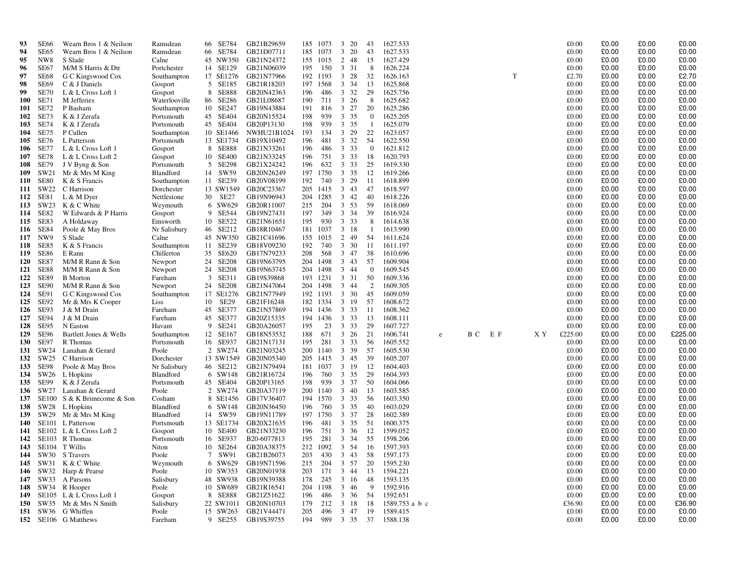| | | | | | | | | | | | | | | | | | | | | |
|---|---|---|---|---|---|---|---|---|---|---|---|---|---|---|---|---|---|---|---|---|
| 93 | SE66 | Wearn Bros 1 & Neilson | Ramsdean | 66 | SE784 | GB21B29659 | 185 | 1073 | 3 | 20 | 43 | 1627.533 | | | | | £0.00 | £0.00 | £0.00 | £0.00 |
| 94 | SE65 | Wearn Bros 1 & Neilson | Ramsdean | 66 | SE784 | GB21D07711 | 185 | 1073 | 3 | 20 | 43 | 1627.533 | | | | | £0.00 | £0.00 | £0.00 | £0.00 |
| 95 | NW8 | S Slade | Calne | 45 | NW350 | GB21N24372 | 155 | 1015 | 2 | 48 | 15 | 1627.429 | | | | | £0.00 | £0.00 | £0.00 | £0.00 |
| 96 | SE67 | M/M S Harris & Dtr | Portchester | 14 | SE129 | GB21N06039 | 195 | 150 | 3 | 31 | 8 | 1626.224 | | | | | £0.00 | £0.00 | £0.00 | £0.00 |
| 97 | SE68 | G C Kingswood Cox | Southampton | 17 | SE1276 | GB21N77966 | 192 | 1193 | 3 | 28 | 32 | 1626.163 | | | T | | £2.70 | £0.00 | £0.00 | £2.70 |
| 98 | SE69 | C & J Daniels | Gosport | 5 | SE185 | GB21R18203 | 197 | 1568 | 3 | 34 | 13 | 1625.868 | | | | | £0.00 | £0.00 | £0.00 | £0.00 |
| 99 | SE70 | L & L Cross Loft 1 | Gosport | 8 | SE888 | GB20N42363 | 196 | 486 | 3 | 32 | 29 | 1625.756 | | | | | £0.00 | £0.00 | £0.00 | £0.00 |
| 100 | SE71 | M Jefferies | Waterlooville | 86 | SE286 | GB21L08687 | 190 | 711 | 3 | 26 | 8 | 1625.682 | | | | | £0.00 | £0.00 | £0.00 | £0.00 |
| 101 | SE72 | P Basham | Southampton | 10 | SE247 | GB19N43884 | 191 | 816 | 3 | 27 | 20 | 1625.286 | | | | | £0.00 | £0.00 | £0.00 | £0.00 |
| 102 | SE73 | K & J Zerafa | Portsmouth | 45 | SE404 | GB20N15524 | 198 | 939 | 3 | 35 | 0 | 1625.205 | | | | | £0.00 | £0.00 | £0.00 | £0.00 |
| 103 | SE74 | K & J Zerafa | Portsmouth | 45 | SE404 | GB20P13130 | 198 | 939 | 3 | 35 | 1 | 1625.079 | | | | | £0.00 | £0.00 | £0.00 | £0.00 |
| 104 | SE75 | P Cullen | Southampton | 10 | SE1466 | NWHU21B1024 | 193 | 134 | 3 | 29 | 22 | 1623.057 | | | | | £0.00 | £0.00 | £0.00 | £0.00 |
| 105 | SE76 | L Patterson | Portsmouth | 13 | SE1734 | GB19X10492 | 196 | 481 | 3 | 32 | 54 | 1622.550 | | | | | £0.00 | £0.00 | £0.00 | £0.00 |
| 106 | SE77 | L & L Cross Loft 1 | Gosport | 8 | SE888 | GB21N33261 | 196 | 486 | 3 | 33 | 0 | 1621.812 | | | | | £0.00 | £0.00 | £0.00 | £0.00 |
| 107 | SE78 | L & L Cross Loft 2 | Gosport | 10 | SE400 | GB21N33245 | 196 | 751 | 3 | 33 | 18 | 1620.793 | | | | | £0.00 | £0.00 | £0.00 | £0.00 |
| 108 | SE79 | J V Byng & Son | Portsmouth | 5 | SE298 | GB21X24242 | 196 | 632 | 3 | 33 | 25 | 1619.330 | | | | | £0.00 | £0.00 | £0.00 | £0.00 |
| 109 | SW21 | Mr & Mrs M King | Blandford | 14 | SW59 | GB20N26249 | 197 | 1750 | 3 | 35 | 12 | 1619.266 | | | | | £0.00 | £0.00 | £0.00 | £0.00 |
| 110 | SE80 | K & S Francis | Southampton | 11 | SE239 | GB20V08199 | 192 | 740 | 3 | 29 | 11 | 1618.899 | | | | | £0.00 | £0.00 | £0.00 | £0.00 |
| 111 | SW22 | C Harrison | Dorchester | 13 | SW1549 | GB20C23367 | 205 | 1415 | 3 | 43 | 47 | 1618.597 | | | | | £0.00 | £0.00 | £0.00 | £0.00 |
| 112 | SE81 | L & M Dyer | Nettlestone | 30 | SE27 | GB19N96943 | 204 | 1285 | 3 | 42 | 40 | 1618.226 | | | | | £0.00 | £0.00 | £0.00 | £0.00 |
| 113 | SW23 | K & C White | Weymouth | 6 | SW629 | GB20R11007 | 215 | 204 | 3 | 53 | 59 | 1618.069 | | | | | £0.00 | £0.00 | £0.00 | £0.00 |
| 114 | SE82 | W Edwards & P Harris | Gosport | 9 | SE544 | GB19N27431 | 197 | 349 | 3 | 34 | 39 | 1616.924 | | | | | £0.00 | £0.00 | £0.00 | £0.00 |
| 115 | SE83 | A Holdaway | Emsworth | 10 | SE522 | GB21N61651 | 195 | 930 | 3 | 33 | 8 | 1614.638 | | | | | £0.00 | £0.00 | £0.00 | £0.00 |
| 116 | SE84 | Poole & May Bros | Nr Salisbury | 46 | SE212 | GB18R10467 | 181 | 1037 | 3 | 18 | 1 | 1613.990 | | | | | £0.00 | £0.00 | £0.00 | £0.00 |
| 117 | NW9 | S Slade | Calne | 45 | NW350 | GB21C41696 | 155 | 1015 | 2 | 49 | 54 | 1611.624 | | | | | £0.00 | £0.00 | £0.00 | £0.00 |
| 118 | SE85 | K & S Francis | Southampton | 11 | SE239 | GB18V09230 | 192 | 740 | 3 | 30 | 11 | 1611.197 | | | | | £0.00 | £0.00 | £0.00 | £0.00 |
| 119 | SE86 | E Rann | Chillerton | 35 | SE620 | GB17N79233 | 208 | 568 | 3 | 47 | 38 | 1610.696 | | | | | £0.00 | £0.00 | £0.00 | £0.00 |
| 120 | SE87 | M/M R Rann & Son | Newport | 24 | SE208 | GB19N63795 | 204 | 1498 | 3 | 43 | 57 | 1609.904 | | | | | £0.00 | £0.00 | £0.00 | £0.00 |
| 121 | SE88 | M/M R Rann & Son | Newport | 24 | SE208 | GB19N63745 | 204 | 1498 | 3 | 44 | 0 | 1609.545 | | | | | £0.00 | £0.00 | £0.00 | £0.00 |
| 122 | SE89 | B Morton | Fareham | 3 | SE311 | GB19S39868 | 193 | 1231 | 3 | 31 | 50 | 1609.336 | | | | | £0.00 | £0.00 | £0.00 | £0.00 |
| 123 | SE90 | M/M R Rann & Son | Newport | 24 | SE208 | GB21N47064 | 204 | 1498 | 3 | 44 | 2 | 1609.305 | | | | | £0.00 | £0.00 | £0.00 | £0.00 |
| 124 | SE91 | G C Kingswood Cox | Southampton | 17 | SE1276 | GB21N77949 | 192 | 1193 | 3 | 30 | 45 | 1609.059 | | | | | £0.00 | £0.00 | £0.00 | £0.00 |
| 125 | SE92 | Mr & Mrs K Cooper | Liss | 10 | SE29 | GB21F16248 | 182 | 1334 | 3 | 19 | 57 | 1608.672 | | | | | £0.00 | £0.00 | £0.00 | £0.00 |
| 126 | SE93 | J & M Drain | Fareham | 45 | SE377 | GB21N57869 | 194 | 1436 | 3 | 33 | 11 | 1608.362 | | | | | £0.00 | £0.00 | £0.00 | £0.00 |
| 127 | SE94 | J & M Drain | Fareham | 45 | SE377 | GB20Z15335 | 194 | 1436 | 3 | 33 | 13 | 1608.111 | | | | | £0.00 | £0.00 | £0.00 | £0.00 |
| 128 | SE95 | N Easton | Havant | 9 | SE241 | GB20A26057 | 195 | 23 | 3 | 33 | 29 | 1607.727 | | | | | £0.00 | £0.00 | £0.00 | £0.00 |
| 129 | SE96 | Bartlett Jones & Wells | Southampton | 12 | SE167 | GB18N53532 | 188 | 671 | 3 | 26 | 21 | 1606.741 | e | B C | E F | X Y | £225.00 | £0.00 | £0.00 | £225.00 |
| 130 | SE97 | R Thomas | Portsmouth | 16 | SE937 | GB21N17131 | 195 | 281 | 3 | 33 | 56 | 1605.552 | | | | | £0.00 | £0.00 | £0.00 | £0.00 |
| 131 | SW24 | Lanahan & Gerard | Poole | 2 | SW274 | GB21N03245 | 200 | 1140 | 3 | 39 | 57 | 1605.530 | | | | | £0.00 | £0.00 | £0.00 | £0.00 |
| 132 | SW25 | C Harrison | Dorchester | 13 | SW1549 | GB20N05340 | 205 | 1415 | 3 | 45 | 39 | 1605.207 | | | | | £0.00 | £0.00 | £0.00 | £0.00 |
| 133 | SE98 | Poole & May Bros | Nr Salisbury | 46 | SE212 | GB21N79494 | 181 | 1037 | 3 | 19 | 12 | 1604.403 | | | | | £0.00 | £0.00 | £0.00 | £0.00 |
| 134 | SW26 | L Hopkins | Blandford | 6 | SW148 | GB21R16724 | 196 | 760 | 3 | 35 | 29 | 1604.393 | | | | | £0.00 | £0.00 | £0.00 | £0.00 |
| 135 | SE99 | K & J Zerafa | Portsmouth | 45 | SE404 | GB20P13165 | 198 | 939 | 3 | 37 | 50 | 1604.066 | | | | | £0.00 | £0.00 | £0.00 | £0.00 |
| 136 | SW27 | Lanahan & Gerard | Poole | 2 | SW274 | GB20A37119 | 200 | 1140 | 3 | 40 | 13 | 1603.585 | | | | | £0.00 | £0.00 | £0.00 | £0.00 |
| 137 | SE100 | S & K Brimecome & Son | Cosham | 8 | SE1456 | GB17V36407 | 194 | 1570 | 3 | 33 | 56 | 1603.350 | | | | | £0.00 | £0.00 | £0.00 | £0.00 |
| 138 | SW28 | L Hopkins | Blandford | 6 | SW148 | GB20N36450 | 196 | 760 | 3 | 35 | 40 | 1603.029 | | | | | £0.00 | £0.00 | £0.00 | £0.00 |
| 139 | SW29 | Mr & Mrs M King | Blandford | 14 | SW59 | GB19N11789 | 197 | 1750 | 3 | 37 | 28 | 1602.389 | | | | | £0.00 | £0.00 | £0.00 | £0.00 |
| 140 | SE101 | L Patterson | Portsmouth | 13 | SE1734 | GB20X21635 | 196 | 481 | 3 | 35 | 51 | 1600.375 | | | | | £0.00 | £0.00 | £0.00 | £0.00 |
| 141 | SE102 | L & L Cross Loft 2 | Gosport | 10 | SE400 | GB21N33230 | 196 | 751 | 3 | 36 | 12 | 1599.052 | | | | | £0.00 | £0.00 | £0.00 | £0.00 |
| 142 | SE103 | R Thomas | Portsmouth | 16 | SE937 | B20-6077813 | 195 | 281 | 3 | 34 | 55 | 1598.206 | | | | | £0.00 | £0.00 | £0.00 | £0.00 |
| 143 | SE104 | T Willis | Niton | 10 | SE264 | GB20A38375 | 212 | 1092 | 3 | 54 | 16 | 1597.393 | | | | | £0.00 | £0.00 | £0.00 | £0.00 |
| 144 | SW30 | S Travers | Poole | 7 | SW91 | GB21B26073 | 203 | 430 | 3 | 43 | 58 | 1597.173 | | | | | £0.00 | £0.00 | £0.00 | £0.00 |
| 145 | SW31 | K & C White | Weymouth | 6 | SW629 | GB19N71596 | 215 | 204 | 3 | 57 | 20 | 1595.230 | | | | | £0.00 | £0.00 | £0.00 | £0.00 |
| 146 | SW32 | Harp & Pearse | Poole | 10 | SW353 | GB20N01938 | 203 | 171 | 3 | 44 | 13 | 1594.221 | | | | | £0.00 | £0.00 | £0.00 | £0.00 |
| 147 | SW33 | A Parsons | Salisbury | 48 | SW938 | GB19N39388 | 178 | 245 | 3 | 16 | 48 | 1593.135 | | | | | £0.00 | £0.00 | £0.00 | £0.00 |
| 148 | SW34 | R Hooper | Poole | 10 | SW689 | GB21R16541 | 204 | 1198 | 3 | 46 | 9 | 1592.916 | | | | | £0.00 | £0.00 | £0.00 | £0.00 |
| 149 | SE105 | L & L Cross Loft 1 | Gosport | 8 | SE888 | GB21Z51622 | 196 | 486 | 3 | 36 | 54 | 1592.651 | | | | | £0.00 | £0.00 | £0.00 | £0.00 |
| 150 | SW35 | Mr & Mrs N Smith | Salisbury | 22 | SW1011 | GB20N10703 | 179 | 212 | 3 | 18 | 18 | 1589.753 | a b c | | | | £36.90 | £0.00 | £0.00 | £36.90 |
| 151 | SW36 | G Whiffen | Poole | 15 | SW263 | GB21V44471 | 205 | 496 | 3 | 47 | 19 | 1589.415 | | | | | £0.00 | £0.00 | £0.00 | £0.00 |
| 152 | SE106 | G Matthews | Fareham | 9 | SE255 | GB19S39755 | 194 | 989 | 3 | 35 | 37 | 1588.138 | | | | | £0.00 | £0.00 | £0.00 | £0.00 |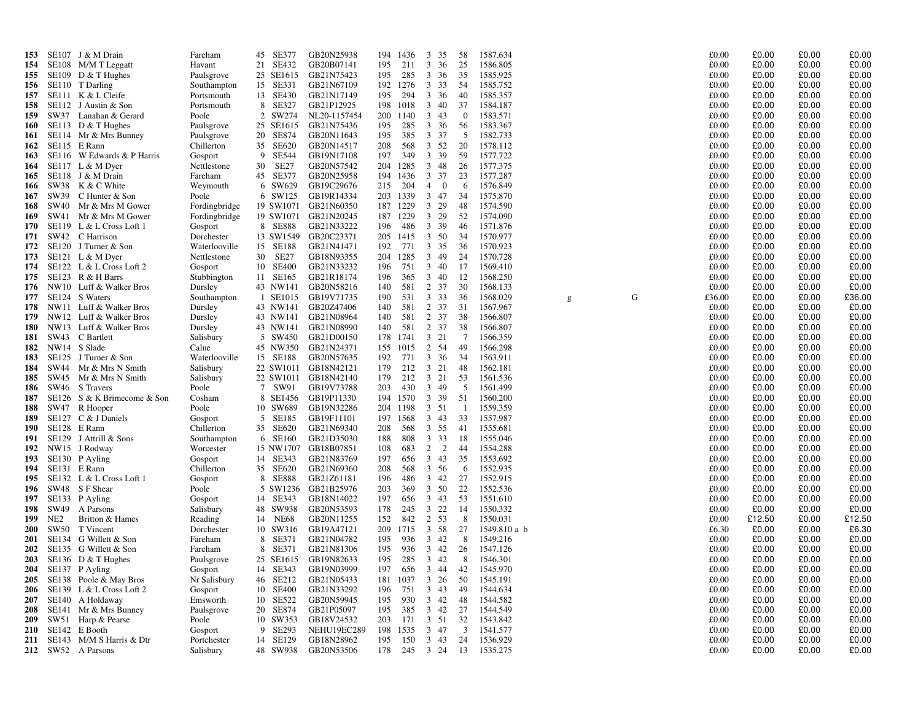| 153 | SE107 | J & M Drain | Fareham | 45 | SE377 | GB20N25938 | 194 | 1436 | 3 | 35 | 58 | 1587.634 | | | £0.00 | £0.00 | £0.00 | £0.00 |
|---|---|---|---|---|---|---|---|---|---|---|---|---|---|---|---|---|---|---|
| 154 | SE108 | M/M T Leggatt | Havant | 21 | SE432 | GB20B07141 | 195 | 211 | 3 | 36 | 25 | 1586.805 | | | £0.00 | £0.00 | £0.00 | £0.00 |
| 155 | SE109 | D & T Hughes | Paulsgrove | 25 | SE1615 | GB21N75423 | 195 | 285 | 3 | 36 | 35 | 1585.925 | | | £0.00 | £0.00 | £0.00 | £0.00 |
| 156 | SE110 | T Darling | Southampton | 15 | SE331 | GB21N67109 | 192 | 1276 | 3 | 33 | 54 | 1585.752 | | | £0.00 | £0.00 | £0.00 | £0.00 |
| 157 | SE111 | K & L Cleife | Portsmouth | 13 | SE430 | GB21N17149 | 195 | 294 | 3 | 36 | 40 | 1585.357 | | | £0.00 | £0.00 | £0.00 | £0.00 |
| 158 | SE112 | J Austin & Son | Portsmouth | 8 | SE327 | GB21P12925 | 198 | 1018 | 3 | 40 | 37 | 1584.187 | | | £0.00 | £0.00 | £0.00 | £0.00 |
| 159 | SW37 | Lanahan & Gerard | Poole | 2 | SW274 | NL20-1157454 | 200 | 1140 | 3 | 43 | 0 | 1583.571 | | | £0.00 | £0.00 | £0.00 | £0.00 |
| 160 | SE113 | D & T Hughes | Paulsgrove | 25 | SE1615 | GB21N75436 | 195 | 285 | 3 | 36 | 56 | 1583.367 | | | £0.00 | £0.00 | £0.00 | £0.00 |
| 161 | SE114 | Mr & Mrs Bunney | Paulsgrove | 20 | SE874 | GB20N11643 | 195 | 385 | 3 | 37 | 5 | 1582.733 | | | £0.00 | £0.00 | £0.00 | £0.00 |
| 162 | SE115 | E Rann | Chillerton | 35 | SE620 | GB20N14517 | 208 | 568 | 3 | 52 | 20 | 1578.112 | | | £0.00 | £0.00 | £0.00 | £0.00 |
| 163 | SE116 | W Edwards & P Harris | Gosport | 9 | SE544 | GB19N17108 | 197 | 349 | 3 | 39 | 59 | 1577.722 | | | £0.00 | £0.00 | £0.00 | £0.00 |
| 164 | SE117 | L & M Dyer | Nettlestone | 30 | SE27 | GB20N57542 | 204 | 1285 | 3 | 48 | 26 | 1577.375 | | | £0.00 | £0.00 | £0.00 | £0.00 |
| 165 | SE118 | J & M Drain | Fareham | 45 | SE377 | GB20N25958 | 194 | 1436 | 3 | 37 | 23 | 1577.287 | | | £0.00 | £0.00 | £0.00 | £0.00 |
| 166 | SW38 | K & C White | Weymouth | 6 | SW629 | GB19C29676 | 215 | 204 | 4 | 0 | 6 | 1576.849 | | | £0.00 | £0.00 | £0.00 | £0.00 |
| 167 | SW39 | C Hunter & Son | Poole | 6 | SW125 | GB19R14334 | 203 | 1339 | 3 | 47 | 34 | 1575.870 | | | £0.00 | £0.00 | £0.00 | £0.00 |
| 168 | SW40 | Mr & Mrs M Gower | Fordingbridge | 19 | SW1071 | GB21N60350 | 187 | 1229 | 3 | 29 | 48 | 1574.590 | | | £0.00 | £0.00 | £0.00 | £0.00 |
| 169 | SW41 | Mr & Mrs M Gower | Fordingbridge | 19 | SW1071 | GB21N20245 | 187 | 1229 | 3 | 29 | 52 | 1574.090 | | | £0.00 | £0.00 | £0.00 | £0.00 |
| 170 | SE119 | L & L Cross Loft 1 | Gosport | 8 | SE888 | GB21N33222 | 196 | 486 | 3 | 39 | 46 | 1571.876 | | | £0.00 | £0.00 | £0.00 | £0.00 |
| 171 | SW42 | C Harrison | Dorchester | 13 | SW1549 | GB20C23371 | 205 | 1415 | 3 | 50 | 34 | 1570.977 | | | £0.00 | £0.00 | £0.00 | £0.00 |
| 172 | SE120 | J Turner & Son | Waterlooville | 15 | SE188 | GB21N41471 | 192 | 771 | 3 | 35 | 36 | 1570.923 | | | £0.00 | £0.00 | £0.00 | £0.00 |
| 173 | SE121 | L & M Dyer | Nettlestone | 30 | SE27 | GB18N93355 | 204 | 1285 | 3 | 49 | 24 | 1570.728 | | | £0.00 | £0.00 | £0.00 | £0.00 |
| 174 | SE122 | L & L Cross Loft 2 | Gosport | 10 | SE400 | GB21N33232 | 196 | 751 | 3 | 40 | 17 | 1569.410 | | | £0.00 | £0.00 | £0.00 | £0.00 |
| 175 | SE123 | R & H Barrs | Stubbington | 11 | SE165 | GB21R18174 | 196 | 365 | 3 | 40 | 12 | 1568.250 | | | £0.00 | £0.00 | £0.00 | £0.00 |
| 176 | NW10 | Luff & Walker Bros | Dursley | 43 | NW141 | GB20N58216 | 140 | 581 | 2 | 37 | 30 | 1568.133 | | | £0.00 | £0.00 | £0.00 | £0.00 |
| 177 | SE124 | S Waters | Southampton | 1 | SE1015 | GB19V71735 | 190 | 531 | 3 | 33 | 36 | 1568.029 | g | G | £36.00 | £0.00 | £0.00 | £36.00 |
| 178 | NW11 | Luff & Walker Bros | Dursley | 43 | NW141 | GB20Z47406 | 140 | 581 | 2 | 37 | 31 | 1567.967 | | | £0.00 | £0.00 | £0.00 | £0.00 |
| 179 | NW12 | Luff & Walker Bros | Dursley | 43 | NW141 | GB21N08964 | 140 | 581 | 2 | 37 | 38 | 1566.807 | | | £0.00 | £0.00 | £0.00 | £0.00 |
| 180 | NW13 | Luff & Walker Bros | Dursley | 43 | NW141 | GB21N08990 | 140 | 581 | 2 | 37 | 38 | 1566.807 | | | £0.00 | £0.00 | £0.00 | £0.00 |
| 181 | SW43 | C Bartlett | Salisbury | 5 | SW450 | GB21D00150 | 178 | 1741 | 3 | 21 | 7 | 1566.359 | | | £0.00 | £0.00 | £0.00 | £0.00 |
| 182 | NW14 | S Slade | Calne | 45 | NW350 | GB21N24371 | 155 | 1015 | 2 | 54 | 49 | 1566.298 | | | £0.00 | £0.00 | £0.00 | £0.00 |
| 183 | SE125 | J Turner & Son | Waterlooville | 15 | SE188 | GB20N57635 | 192 | 771 | 3 | 36 | 34 | 1563.911 | | | £0.00 | £0.00 | £0.00 | £0.00 |
| 184 | SW44 | Mr & Mrs N Smith | Salisbury | 22 | SW1011 | GB18N42121 | 179 | 212 | 3 | 21 | 48 | 1562.181 | | | £0.00 | £0.00 | £0.00 | £0.00 |
| 185 | SW45 | Mr & Mrs N Smith | Salisbury | 22 | SW1011 | GB18N42140 | 179 | 212 | 3 | 21 | 53 | 1561.536 | | | £0.00 | £0.00 | £0.00 | £0.00 |
| 186 | SW46 | S Travers | Poole | 7 | SW91 | GB19V73788 | 203 | 430 | 3 | 49 | 5 | 1561.499 | | | £0.00 | £0.00 | £0.00 | £0.00 |
| 187 | SE126 | S & K Brimecome & Son | Cosham | 8 | SE1456 | GB19P11330 | 194 | 1570 | 3 | 39 | 51 | 1560.200 | | | £0.00 | £0.00 | £0.00 | £0.00 |
| 188 | SW47 | R Hooper | Poole | 10 | SW689 | GB19N32286 | 204 | 1198 | 3 | 51 | 1 | 1559.359 | | | £0.00 | £0.00 | £0.00 | £0.00 |
| 189 | SE127 | C & J Daniels | Gosport | 5 | SE185 | GB19F11101 | 197 | 1568 | 3 | 43 | 33 | 1557.987 | | | £0.00 | £0.00 | £0.00 | £0.00 |
| 190 | SE128 | E Rann | Chillerton | 35 | SE620 | GB21N69340 | 208 | 568 | 3 | 55 | 41 | 1555.681 | | | £0.00 | £0.00 | £0.00 | £0.00 |
| 191 | SE129 | J Attrill & Sons | Southampton | 6 | SE160 | GB21D35030 | 188 | 808 | 3 | 33 | 18 | 1555.046 | | | £0.00 | £0.00 | £0.00 | £0.00 |
| 192 | NW15 | J Rodway | Worcester | 15 | NW1707 | GB18B07851 | 108 | 683 | 2 | 2 | 44 | 1554.288 | | | £0.00 | £0.00 | £0.00 | £0.00 |
| 193 | SE130 | P Ayling | Gosport | 14 | SE343 | GB21N83769 | 197 | 656 | 3 | 43 | 35 | 1553.692 | | | £0.00 | £0.00 | £0.00 | £0.00 |
| 194 | SE131 | E Rann | Chillerton | 35 | SE620 | GB21N69360 | 208 | 568 | 3 | 56 | 6 | 1552.935 | | | £0.00 | £0.00 | £0.00 | £0.00 |
| 195 | SE132 | L & L Cross Loft 1 | Gosport | 8 | SE888 | GB21Z61181 | 196 | 486 | 3 | 42 | 27 | 1552.915 | | | £0.00 | £0.00 | £0.00 | £0.00 |
| 196 | SW48 | S F Shear | Poole | 5 | SW1236 | GB21B25976 | 203 | 369 | 3 | 50 | 22 | 1552.536 | | | £0.00 | £0.00 | £0.00 | £0.00 |
| 197 | SE133 | P Ayling | Gosport | 14 | SE343 | GB18N14022 | 197 | 656 | 3 | 43 | 53 | 1551.610 | | | £0.00 | £0.00 | £0.00 | £0.00 |
| 198 | SW49 | A Parsons | Salisbury | 48 | SW938 | GB20N53593 | 178 | 245 | 3 | 22 | 14 | 1550.332 | | | £0.00 | £0.00 | £0.00 | £0.00 |
| 199 | NE2 | Britton & Hames | Reading | 14 | NE68 | GB20N11255 | 152 | 842 | 2 | 53 | 8 | 1550.031 | | | £0.00 | £12.50 | £0.00 | £12.50 |
| 200 | SW50 | T Vincent | Dorchester | 10 | SW316 | GB19A47121 | 209 | 1715 | 3 | 58 | 27 | 1549.810 a b | | | £6.30 | £0.00 | £0.00 | £6.30 |
| 201 | SE134 | G Willett & Son | Fareham | 8 | SE371 | GB21N04782 | 195 | 936 | 3 | 42 | 8 | 1549.216 | | | £0.00 | £0.00 | £0.00 | £0.00 |
| 202 | SE135 | G Willett & Son | Fareham | 8 | SE371 | GB21N81306 | 195 | 936 | 3 | 42 | 26 | 1547.126 | | | £0.00 | £0.00 | £0.00 | £0.00 |
| 203 | SE136 | D & T Hughes | Paulsgrove | 25 | SE1615 | GB19N82633 | 195 | 285 | 3 | 42 | 8 | 1546.301 | | | £0.00 | £0.00 | £0.00 | £0.00 |
| 204 | SE137 | P Ayling | Gosport | 14 | SE343 | GB19N03999 | 197 | 656 | 3 | 44 | 42 | 1545.970 | | | £0.00 | £0.00 | £0.00 | £0.00 |
| 205 | SE138 | Poole & May Bros | Nr Salisbury | 46 | SE212 | GB21N05433 | 181 | 1037 | 3 | 26 | 50 | 1545.191 | | | £0.00 | £0.00 | £0.00 | £0.00 |
| 206 | SE139 | L & L Cross Loft 2 | Gosport | 10 | SE400 | GB21N33292 | 196 | 751 | 3 | 43 | 49 | 1544.634 | | | £0.00 | £0.00 | £0.00 | £0.00 |
| 207 | SE140 | A Holdaway | Emsworth | 10 | SE522 | GB20N59945 | 195 | 930 | 3 | 42 | 48 | 1544.582 | | | £0.00 | £0.00 | £0.00 | £0.00 |
| 208 | SE141 | Mr & Mrs Bunney | Paulsgrove | 20 | SE874 | GB21P05097 | 195 | 385 | 3 | 42 | 27 | 1544.549 | | | £0.00 | £0.00 | £0.00 | £0.00 |
| 209 | SW51 | Harp & Pearse | Poole | 10 | SW353 | GB18V24532 | 203 | 171 | 3 | 51 | 32 | 1543.842 | | | £0.00 | £0.00 | £0.00 | £0.00 |
| 210 | SE142 | E Booth | Gosport | 9 | SE293 | NEHU19EC289 | 198 | 1535 | 3 | 47 | 3 | 1541.577 | | | £0.00 | £0.00 | £0.00 | £0.00 |
| 211 | SE143 | M/M S Harris & Dtr | Portchester | 14 | SE129 | GB18N28962 | 195 | 150 | 3 | 43 | 24 | 1536.929 | | | £0.00 | £0.00 | £0.00 | £0.00 |
| 212 | SW52 | A Parsons | Salisbury | 48 | SW938 | GB20N53506 | 178 | 245 | 3 | 24 | 13 | 1535.275 | | | £0.00 | £0.00 | £0.00 | £0.00 |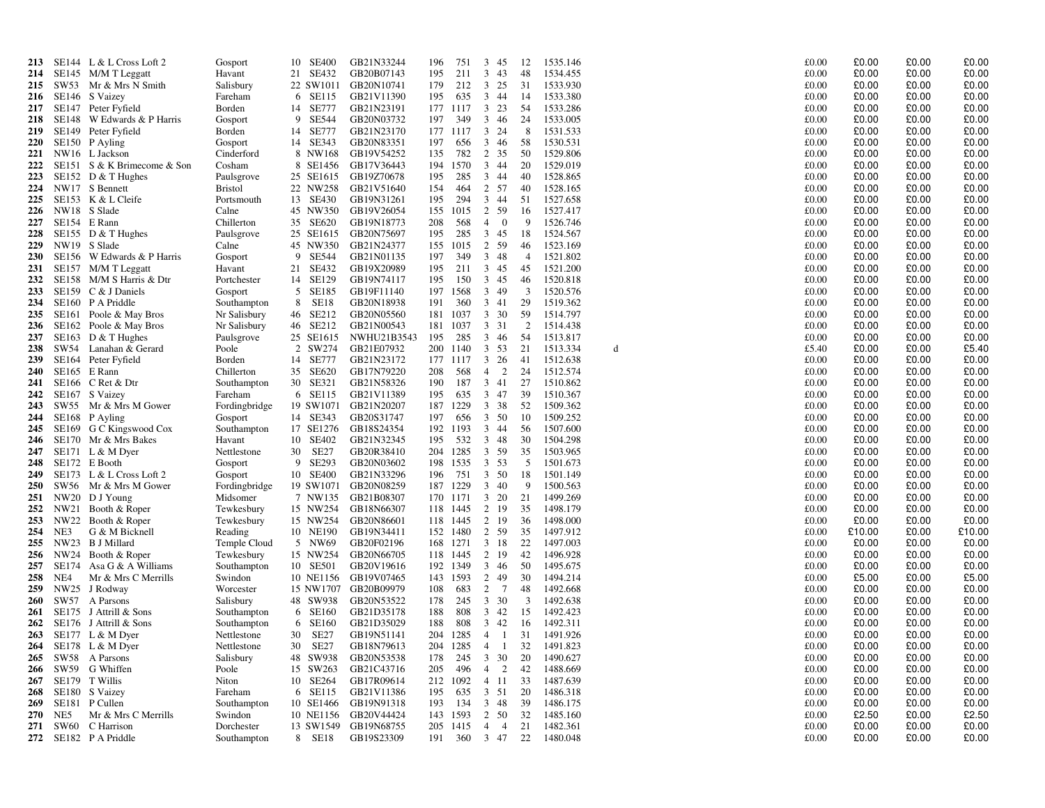| | | | | | | | | | | | | | | | | | |
|---|---|---|---|---|---|---|---|---|---|---|---|---|---|---|---|---|---|
| 213 | SE144 | L & L Cross Loft 2 | Gosport | 10 SE400 | GB21N33244 | 196 | 751 | 3 45 | 12 | 1535.146 | | £0.00 | £0.00 | £0.00 | £0.00 |
| 214 | SE145 | M/M T Leggatt | Havant | 21 SE432 | GB20B07143 | 195 | 211 | 3 43 | 48 | 1534.455 | | £0.00 | £0.00 | £0.00 | £0.00 |
| 215 | SW53 | Mr & Mrs N Smith | Salisbury | 22 SW1011 | GB20N10741 | 179 | 212 | 3 25 | 31 | 1533.930 | | £0.00 | £0.00 | £0.00 | £0.00 |
| 216 | SE146 | S Vaizey | Fareham | 6 SE115 | GB21V11390 | 195 | 635 | 3 44 | 14 | 1533.380 | | £0.00 | £0.00 | £0.00 | £0.00 |
| 217 | SE147 | Peter Fyfield | Borden | 14 SE777 | GB21N23191 | 177 | 1117 | 3 23 | 54 | 1533.286 | | £0.00 | £0.00 | £0.00 | £0.00 |
| 218 | SE148 | W Edwards & P Harris | Gosport | 9 SE544 | GB20N03732 | 197 | 349 | 3 46 | 24 | 1533.005 | | £0.00 | £0.00 | £0.00 | £0.00 |
| 219 | SE149 | Peter Fyfield | Borden | 14 SE777 | GB21N23170 | 177 | 1117 | 3 24 | 8 | 1531.533 | | £0.00 | £0.00 | £0.00 | £0.00 |
| 220 | SE150 | P Ayling | Gosport | 14 SE343 | GB20N83351 | 197 | 656 | 3 46 | 58 | 1530.531 | | £0.00 | £0.00 | £0.00 | £0.00 |
| 221 | NW16 | L Jackson | Cinderford | 8 NW168 | GB19V54252 | 135 | 782 | 2 35 | 50 | 1529.806 | | £0.00 | £0.00 | £0.00 | £0.00 |
| 222 | SE151 | S & K Brimecome & Son | Cosham | 8 SE1456 | GB17V36443 | 194 | 1570 | 3 44 | 20 | 1529.019 | | £0.00 | £0.00 | £0.00 | £0.00 |
| 223 | SE152 | D & T Hughes | Paulsgrove | 25 SE1615 | GB19Z70678 | 195 | 285 | 3 44 | 40 | 1528.865 | | £0.00 | £0.00 | £0.00 | £0.00 |
| 224 | NW17 | S Bennett | Bristol | 22 NW258 | GB21V51640 | 154 | 464 | 2 57 | 40 | 1528.165 | | £0.00 | £0.00 | £0.00 | £0.00 |
| 225 | SE153 | K & L Cleife | Portsmouth | 13 SE430 | GB19N31261 | 195 | 294 | 3 44 | 51 | 1527.658 | | £0.00 | £0.00 | £0.00 | £0.00 |
| 226 | NW18 | S Slade | Calne | 45 NW350 | GB19V26054 | 155 | 1015 | 2 59 | 16 | 1527.417 | | £0.00 | £0.00 | £0.00 | £0.00 |
| 227 | SE154 | E Rann | Chillerton | 35 SE620 | GB19N18773 | 208 | 568 | 4 0 | 9 | 1526.746 | | £0.00 | £0.00 | £0.00 | £0.00 |
| 228 | SE155 | D & T Hughes | Paulsgrove | 25 SE1615 | GB20N75697 | 195 | 285 | 3 45 | 18 | 1524.567 | | £0.00 | £0.00 | £0.00 | £0.00 |
| 229 | NW19 | S Slade | Calne | 45 NW350 | GB21N24377 | 155 | 1015 | 2 59 | 46 | 1523.169 | | £0.00 | £0.00 | £0.00 | £0.00 |
| 230 | SE156 | W Edwards & P Harris | Gosport | 9 SE544 | GB21N01135 | 197 | 349 | 3 48 | 4 | 1521.802 | | £0.00 | £0.00 | £0.00 | £0.00 |
| 231 | SE157 | M/M T Leggatt | Havant | 21 SE432 | GB19X20989 | 195 | 211 | 3 45 | 45 | 1521.200 | | £0.00 | £0.00 | £0.00 | £0.00 |
| 232 | SE158 | M/M S Harris & Dtr | Portchester | 14 SE129 | GB19N74117 | 195 | 150 | 3 45 | 46 | 1520.818 | | £0.00 | £0.00 | £0.00 | £0.00 |
| 233 | SE159 | C & J Daniels | Gosport | 5 SE185 | GB19F11140 | 197 | 1568 | 3 49 | 3 | 1520.576 | | £0.00 | £0.00 | £0.00 | £0.00 |
| 234 | SE160 | P A Priddle | Southampton | 8 SE18 | GB20N18938 | 191 | 360 | 3 41 | 29 | 1519.362 | | £0.00 | £0.00 | £0.00 | £0.00 |
| 235 | SE161 | Poole & May Bros | Nr Salisbury | 46 SE212 | GB20N05560 | 181 | 1037 | 3 30 | 59 | 1514.797 | | £0.00 | £0.00 | £0.00 | £0.00 |
| 236 | SE162 | Poole & May Bros | Nr Salisbury | 46 SE212 | GB21N00543 | 181 | 1037 | 3 31 | 2 | 1514.438 | | £0.00 | £0.00 | £0.00 | £0.00 |
| 237 | SE163 | D & T Hughes | Paulsgrove | 25 SE1615 | NWHU21B3543 | 195 | 285 | 3 46 | 54 | 1513.817 | | £0.00 | £0.00 | £0.00 | £0.00 |
| 238 | SW54 | Lanahan & Gerard | Poole | 2 SW274 | GB21E07932 | 200 | 1140 | 3 53 | 21 | 1513.334 | d | £5.40 | £0.00 | £0.00 | £5.40 |
| 239 | SE164 | Peter Fyfield | Borden | 14 SE777 | GB21N23172 | 177 | 1117 | 3 26 | 41 | 1512.638 | | £0.00 | £0.00 | £0.00 | £0.00 |
| 240 | SE165 | E Rann | Chillerton | 35 SE620 | GB17N79220 | 208 | 568 | 4 2 | 24 | 1512.574 | | £0.00 | £0.00 | £0.00 | £0.00 |
| 241 | SE166 | C Ret & Dtr | Southampton | 30 SE321 | GB21N58326 | 190 | 187 | 3 41 | 27 | 1510.862 | | £0.00 | £0.00 | £0.00 | £0.00 |
| 242 | SE167 | S Vaizey | Fareham | 6 SE115 | GB21V11389 | 195 | 635 | 3 47 | 39 | 1510.367 | | £0.00 | £0.00 | £0.00 | £0.00 |
| 243 | SW55 | Mr & Mrs M Gower | Fordingbridge | 19 SW1071 | GB21N20207 | 187 | 1229 | 3 38 | 52 | 1509.362 | | £0.00 | £0.00 | £0.00 | £0.00 |
| 244 | SE168 | P Ayling | Gosport | 14 SE343 | GB20S31747 | 197 | 656 | 3 50 | 10 | 1509.252 | | £0.00 | £0.00 | £0.00 | £0.00 |
| 245 | SE169 | G C Kingswood Cox | Southampton | 17 SE1276 | GB18S24354 | 192 | 1193 | 3 44 | 56 | 1507.600 | | £0.00 | £0.00 | £0.00 | £0.00 |
| 246 | SE170 | Mr & Mrs Bakes | Havant | 10 SE402 | GB21N32345 | 195 | 532 | 3 48 | 30 | 1504.298 | | £0.00 | £0.00 | £0.00 | £0.00 |
| 247 | SE171 | L & M Dyer | Nettlestone | 30 SE27 | GB20R38410 | 204 | 1285 | 3 59 | 35 | 1503.965 | | £0.00 | £0.00 | £0.00 | £0.00 |
| 248 | SE172 | E Booth | Gosport | 9 SE293 | GB20N03602 | 198 | 1535 | 3 53 | 5 | 1501.673 | | £0.00 | £0.00 | £0.00 | £0.00 |
| 249 | SE173 | L & L Cross Loft 2 | Gosport | 10 SE400 | GB21N33296 | 196 | 751 | 3 50 | 18 | 1501.149 | | £0.00 | £0.00 | £0.00 | £0.00 |
| 250 | SW56 | Mr & Mrs M Gower | Fordingbridge | 19 SW1071 | GB20N08259 | 187 | 1229 | 3 40 | 9 | 1500.563 | | £0.00 | £0.00 | £0.00 | £0.00 |
| 251 | NW20 | D J Young | Midsomer | 7 NW135 | GB21B08307 | 170 | 1171 | 3 20 | 21 | 1499.269 | | £0.00 | £0.00 | £0.00 | £0.00 |
| 252 | NW21 | Booth & Roper | Tewkesbury | 15 NW254 | GB18N66307 | 118 | 1445 | 2 19 | 35 | 1498.179 | | £0.00 | £0.00 | £0.00 | £0.00 |
| 253 | NW22 | Booth & Roper | Tewkesbury | 15 NW254 | GB20N86601 | 118 | 1445 | 2 19 | 36 | 1498.000 | | £0.00 | £0.00 | £0.00 | £0.00 |
| 254 | NE3 | G & M Bicknell | Reading | 10 NE190 | GB19N34411 | 152 | 1480 | 2 59 | 35 | 1497.912 | | £0.00 | £10.00 | £0.00 | £10.00 |
| 255 | NW23 | B J Millard | Temple Cloud | 5 NW69 | GB20F02196 | 168 | 1271 | 3 18 | 22 | 1497.003 | | £0.00 | £0.00 | £0.00 | £0.00 |
| 256 | NW24 | Booth & Roper | Tewkesbury | 15 NW254 | GB20N66705 | 118 | 1445 | 2 19 | 42 | 1496.928 | | £0.00 | £0.00 | £0.00 | £0.00 |
| 257 | SE174 | Asa G & A Williams | Southampton | 10 SE501 | GB20V19616 | 192 | 1349 | 3 46 | 50 | 1495.675 | | £0.00 | £0.00 | £0.00 | £0.00 |
| 258 | NE4 | Mr & Mrs C Merrills | Swindon | 10 NE1156 | GB19V07465 | 143 | 1593 | 2 49 | 30 | 1494.214 | | £0.00 | £5.00 | £0.00 | £5.00 |
| 259 | NW25 | J Rodway | Worcester | 15 NW1707 | GB20B09979 | 108 | 683 | 2 7 | 48 | 1492.668 | | £0.00 | £0.00 | £0.00 | £0.00 |
| 260 | SW57 | A Parsons | Salisbury | 48 SW938 | GB20N53522 | 178 | 245 | 3 30 | 3 | 1492.638 | | £0.00 | £0.00 | £0.00 | £0.00 |
| 261 | SE175 | J Attrill & Sons | Southampton | 6 SE160 | GB21D35178 | 188 | 808 | 3 42 | 15 | 1492.423 | | £0.00 | £0.00 | £0.00 | £0.00 |
| 262 | SE176 | J Attrill & Sons | Southampton | 6 SE160 | GB21D35029 | 188 | 808 | 3 42 | 16 | 1492.311 | | £0.00 | £0.00 | £0.00 | £0.00 |
| 263 | SE177 | L & M Dyer | Nettlestone | 30 SE27 | GB19N51141 | 204 | 1285 | 4 1 | 31 | 1491.926 | | £0.00 | £0.00 | £0.00 | £0.00 |
| 264 | SE178 | L & M Dyer | Nettlestone | 30 SE27 | GB18R79613 | 204 | 1285 | 4 1 | 32 | 1491.823 | | £0.00 | £0.00 | £0.00 | £0.00 |
| 265 | SW58 | A Parsons | Salisbury | 48 SW938 | GB20N53538 | 178 | 245 | 3 30 | 20 | 1490.627 | | £0.00 | £0.00 | £0.00 | £0.00 |
| 266 | SW59 | G Whiffen | Poole | 15 SW263 | GB21C43716 | 205 | 496 | 4 2 | 42 | 1488.669 | | £0.00 | £0.00 | £0.00 | £0.00 |
| 267 | SE179 | T Willis | Niton | 10 SE264 | GB17R09614 | 212 | 1092 | 4 11 | 33 | 1487.639 | | £0.00 | £0.00 | £0.00 | £0.00 |
| 268 | SE180 | S Vaizey | Fareham | 6 SE115 | GB21V11386 | 195 | 635 | 3 51 | 20 | 1486.318 | | £0.00 | £0.00 | £0.00 | £0.00 |
| 269 | SE181 | P Cullen | Southampton | 10 SE1466 | GB19N91318 | 193 | 134 | 3 48 | 39 | 1486.175 | | £0.00 | £0.00 | £0.00 | £0.00 |
| 270 | NE5 | Mr & Mrs C Merrills | Swindon | 10 NE1156 | GB20V44424 | 143 | 1593 | 2 50 | 32 | 1485.160 | | £0.00 | £2.50 | £0.00 | £2.50 |
| 271 | SW60 | C Harrison | Dorchester | 13 SW1549 | GB19N68755 | 205 | 1415 | 4 4 | 21 | 1482.361 | | £0.00 | £0.00 | £0.00 | £0.00 |
| 272 | SE182 | P A Priddle | Southampton | 8 SE18 | GB19S23309 | 191 | 360 | 3 47 | 22 | 1480.048 | | £0.00 | £0.00 | £0.00 | £0.00 |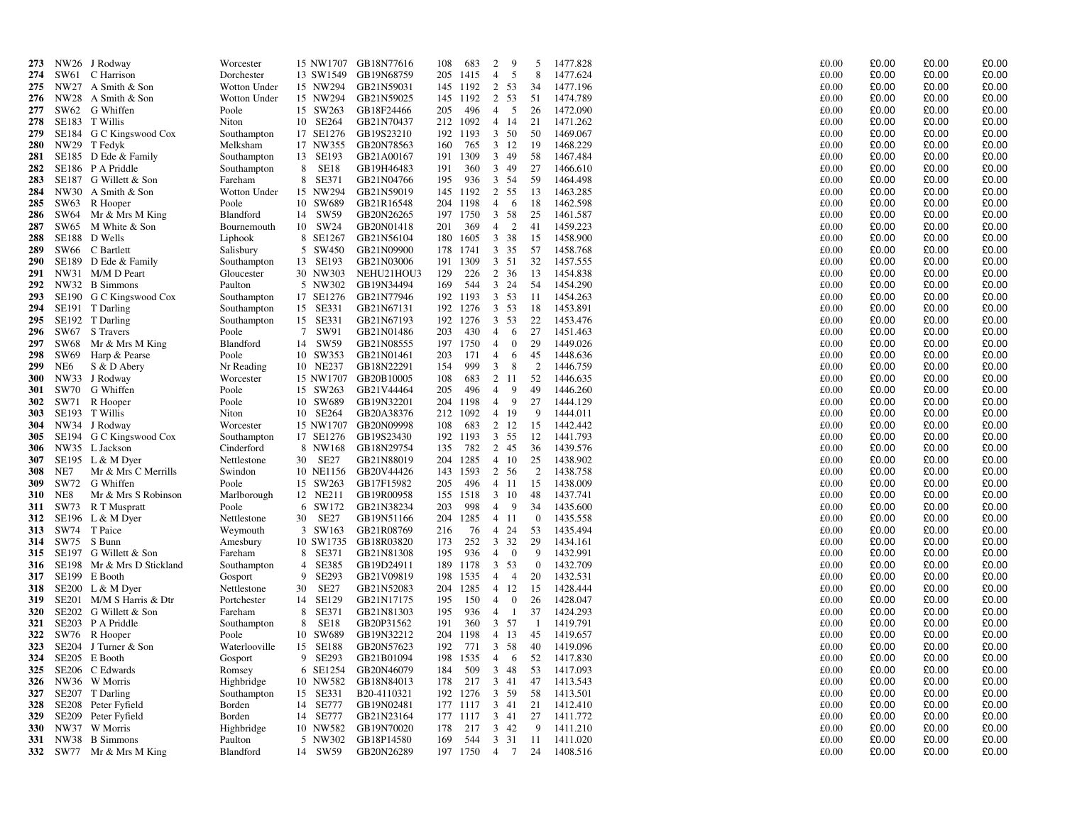| | | | | | | | | | | | | | | | | |
|---|---|---|---|---|---|---|---|---|---|---|---|---|---|---|---|---|
| **273** | NW26 | J Rodway | Worcester | 15 | NW1707 | GB18N77616 | 108 | 683 | 2 | 9 | 5 | 1477.828 | £0.00 | £0.00 | £0.00 | £0.00 |
| **274** | SW61 | C Harrison | Dorchester | 13 | SW1549 | GB19N68759 | 205 | 1415 | 4 | 5 | 8 | 1477.624 | £0.00 | £0.00 | £0.00 | £0.00 |
| **275** | NW27 | A Smith & Son | Wotton Under | 15 | NW294 | GB21N59031 | 145 | 1192 | 2 | 53 | 34 | 1477.196 | £0.00 | £0.00 | £0.00 | £0.00 |
| **276** | NW28 | A Smith & Son | Wotton Under | 15 | NW294 | GB21N59025 | 145 | 1192 | 2 | 53 | 51 | 1474.789 | £0.00 | £0.00 | £0.00 | £0.00 |
| **277** | SW62 | G Whiffen | Poole | 15 | SW263 | GB18F24466 | 205 | 496 | 4 | 5 | 26 | 1472.090 | £0.00 | £0.00 | £0.00 | £0.00 |
| **278** | SE183 | T Willis | Niton | 10 | SE264 | GB21N70437 | 212 | 1092 | 4 | 14 | 21 | 1471.262 | £0.00 | £0.00 | £0.00 | £0.00 |
| **279** | SE184 | G C Kingswood Cox | Southampton | 17 | SE1276 | GB19S23210 | 192 | 1193 | 3 | 50 | 50 | 1469.067 | £0.00 | £0.00 | £0.00 | £0.00 |
| **280** | NW29 | T Fedyk | Melksham | 17 | NW355 | GB20N78563 | 160 | 765 | 3 | 12 | 19 | 1468.229 | £0.00 | £0.00 | £0.00 | £0.00 |
| **281** | SE185 | D Ede & Family | Southampton | 13 | SE193 | GB21A00167 | 191 | 1309 | 3 | 49 | 58 | 1467.484 | £0.00 | £0.00 | £0.00 | £0.00 |
| **282** | SE186 | P A Priddle | Southampton | 8 | SE18 | GB19H46483 | 191 | 360 | 3 | 49 | 27 | 1466.610 | £0.00 | £0.00 | £0.00 | £0.00 |
| **283** | SE187 | G Willett & Son | Fareham | 8 | SE371 | GB21N04766 | 195 | 936 | 3 | 54 | 59 | 1464.498 | £0.00 | £0.00 | £0.00 | £0.00 |
| **284** | NW30 | A Smith & Son | Wotton Under | 15 | NW294 | GB21N59019 | 145 | 1192 | 2 | 55 | 13 | 1463.285 | £0.00 | £0.00 | £0.00 | £0.00 |
| **285** | SW63 | R Hooper | Poole | 10 | SW689 | GB21R16548 | 204 | 1198 | 4 | 6 | 18 | 1462.598 | £0.00 | £0.00 | £0.00 | £0.00 |
| **286** | SW64 | Mr & Mrs M King | Blandford | 14 | SW59 | GB20N26265 | 197 | 1750 | 3 | 58 | 25 | 1461.587 | £0.00 | £0.00 | £0.00 | £0.00 |
| **287** | SW65 | M White & Son | Bournemouth | 10 | SW24 | GB20N01418 | 201 | 369 | 4 | 2 | 41 | 1459.223 | £0.00 | £0.00 | £0.00 | £0.00 |
| **288** | SE188 | D Wells | Liphook | 8 | SE1267 | GB21N56104 | 180 | 1605 | 3 | 38 | 15 | 1458.900 | £0.00 | £0.00 | £0.00 | £0.00 |
| **289** | SW66 | C Bartlett | Salisbury | 5 | SW450 | GB21N09900 | 178 | 1741 | 3 | 35 | 57 | 1458.768 | £0.00 | £0.00 | £0.00 | £0.00 |
| **290** | SE189 | D Ede & Family | Southampton | 13 | SE193 | GB21N03006 | 191 | 1309 | 3 | 51 | 32 | 1457.555 | £0.00 | £0.00 | £0.00 | £0.00 |
| **291** | NW31 | M/M D Peart | Gloucester | 30 | NW303 | NEHU21HOU3 | 129 | 226 | 2 | 36 | 13 | 1454.838 | £0.00 | £0.00 | £0.00 | £0.00 |
| **292** | NW32 | B Simmons | Paulton | 5 | NW302 | GB19N34494 | 169 | 544 | 3 | 24 | 54 | 1454.290 | £0.00 | £0.00 | £0.00 | £0.00 |
| **293** | SE190 | G C Kingswood Cox | Southampton | 17 | SE1276 | GB21N77946 | 192 | 1193 | 3 | 53 | 11 | 1454.263 | £0.00 | £0.00 | £0.00 | £0.00 |
| **294** | SE191 | T Darling | Southampton | 15 | SE331 | GB21N67131 | 192 | 1276 | 3 | 53 | 18 | 1453.891 | £0.00 | £0.00 | £0.00 | £0.00 |
| **295** | SE192 | T Darling | Southampton | 15 | SE331 | GB21N67193 | 192 | 1276 | 3 | 53 | 22 | 1453.476 | £0.00 | £0.00 | £0.00 | £0.00 |
| **296** | SW67 | S Travers | Poole | 7 | SW91 | GB21N01486 | 203 | 430 | 4 | 6 | 27 | 1451.463 | £0.00 | £0.00 | £0.00 | £0.00 |
| **297** | SW68 | Mr & Mrs M King | Blandford | 14 | SW59 | GB21N08555 | 197 | 1750 | 4 | 0 | 29 | 1449.026 | £0.00 | £0.00 | £0.00 | £0.00 |
| **298** | SW69 | Harp & Pearse | Poole | 10 | SW353 | GB21N01461 | 203 | 171 | 4 | 6 | 45 | 1448.636 | £0.00 | £0.00 | £0.00 | £0.00 |
| **299** | NE6 | S & D Abery | Nr Reading | 10 | NE237 | GB18N22291 | 154 | 999 | 3 | 8 | 2 | 1446.759 | £0.00 | £0.00 | £0.00 | £0.00 |
| **300** | NW33 | J Rodway | Worcester | 15 | NW1707 | GB20B10005 | 108 | 683 | 2 | 11 | 52 | 1446.635 | £0.00 | £0.00 | £0.00 | £0.00 |
| **301** | SW70 | G Whiffen | Poole | 15 | SW263 | GB21V44464 | 205 | 496 | 4 | 9 | 49 | 1446.260 | £0.00 | £0.00 | £0.00 | £0.00 |
| **302** | SW71 | R Hooper | Poole | 10 | SW689 | GB19N32201 | 204 | 1198 | 4 | 9 | 27 | 1444.129 | £0.00 | £0.00 | £0.00 | £0.00 |
| **303** | SE193 | T Willis | Niton | 10 | SE264 | GB20A38376 | 212 | 1092 | 4 | 19 | 9 | 1444.011 | £0.00 | £0.00 | £0.00 | £0.00 |
| **304** | NW34 | J Rodway | Worcester | 15 | NW1707 | GB20N09998 | 108 | 683 | 2 | 12 | 15 | 1442.442 | £0.00 | £0.00 | £0.00 | £0.00 |
| **305** | SE194 | G C Kingswood Cox | Southampton | 17 | SE1276 | GB19S23430 | 192 | 1193 | 3 | 55 | 12 | 1441.793 | £0.00 | £0.00 | £0.00 | £0.00 |
| **306** | NW35 | L Jackson | Cinderford | 8 | NW168 | GB18N29754 | 135 | 782 | 2 | 45 | 36 | 1439.576 | £0.00 | £0.00 | £0.00 | £0.00 |
| **307** | SE195 | L & M Dyer | Nettlestone | 30 | SE27 | GB21N88019 | 204 | 1285 | 4 | 10 | 25 | 1438.902 | £0.00 | £0.00 | £0.00 | £0.00 |
| **308** | NE7 | Mr & Mrs C Merrills | Swindon | 10 | NE1156 | GB20V44426 | 143 | 1593 | 2 | 56 | 2 | 1438.758 | £0.00 | £0.00 | £0.00 | £0.00 |
| **309** | SW72 | G Whiffen | Poole | 15 | SW263 | GB17F15982 | 205 | 496 | 4 | 11 | 15 | 1438.009 | £0.00 | £0.00 | £0.00 | £0.00 |
| **310** | NE8 | Mr & Mrs S Robinson | Marlborough | 12 | NE211 | GB19R00958 | 155 | 1518 | 3 | 10 | 48 | 1437.741 | £0.00 | £0.00 | £0.00 | £0.00 |
| **311** | SW73 | R T Muspratt | Poole | 6 | SW172 | GB21N38234 | 203 | 998 | 4 | 9 | 34 | 1435.600 | £0.00 | £0.00 | £0.00 | £0.00 |
| **312** | SE196 | L & M Dyer | Nettlestone | 30 | SE27 | GB19N51166 | 204 | 1285 | 4 | 11 | 0 | 1435.558 | £0.00 | £0.00 | £0.00 | £0.00 |
| **313** | SW74 | T Paice | Weymouth | 3 | SW163 | GB21R08769 | 216 | 76 | 4 | 24 | 53 | 1435.494 | £0.00 | £0.00 | £0.00 | £0.00 |
| **314** | SW75 | S Bunn | Amesbury | 10 | SW1735 | GB18R03820 | 173 | 252 | 3 | 32 | 29 | 1434.161 | £0.00 | £0.00 | £0.00 | £0.00 |
| **315** | SE197 | G Willett & Son | Fareham | 8 | SE371 | GB21N81308 | 195 | 936 | 4 | 0 | 9 | 1432.991 | £0.00 | £0.00 | £0.00 | £0.00 |
| **316** | SE198 | Mr & Mrs D Stickland | Southampton | 4 | SE385 | GB19D24911 | 189 | 1178 | 3 | 53 | 0 | 1432.709 | £0.00 | £0.00 | £0.00 | £0.00 |
| **317** | SE199 | E Booth | Gosport | 9 | SE293 | GB21V09819 | 198 | 1535 | 4 | 4 | 20 | 1432.531 | £0.00 | £0.00 | £0.00 | £0.00 |
| **318** | SE200 | L & M Dyer | Nettlestone | 30 | SE27 | GB21N52083 | 204 | 1285 | 4 | 12 | 15 | 1428.444 | £0.00 | £0.00 | £0.00 | £0.00 |
| **319** | SE201 | M/M S Harris & Dtr | Portchester | 14 | SE129 | GB21N17175 | 195 | 150 | 4 | 0 | 26 | 1428.047 | £0.00 | £0.00 | £0.00 | £0.00 |
| **320** | SE202 | G Willett & Son | Fareham | 8 | SE371 | GB21N81303 | 195 | 936 | 4 | 1 | 37 | 1424.293 | £0.00 | £0.00 | £0.00 | £0.00 |
| **321** | SE203 | P A Priddle | Southampton | 8 | SE18 | GB20P31562 | 191 | 360 | 3 | 57 | 1 | 1419.791 | £0.00 | £0.00 | £0.00 | £0.00 |
| **322** | SW76 | R Hooper | Poole | 10 | SW689 | GB19N32212 | 204 | 1198 | 4 | 13 | 45 | 1419.657 | £0.00 | £0.00 | £0.00 | £0.00 |
| **323** | SE204 | J Turner & Son | Waterlooville | 15 | SE188 | GB20N57623 | 192 | 771 | 3 | 58 | 40 | 1419.096 | £0.00 | £0.00 | £0.00 | £0.00 |
| **324** | SE205 | E Booth | Gosport | 9 | SE293 | GB21B01094 | 198 | 1535 | 4 | 6 | 52 | 1417.830 | £0.00 | £0.00 | £0.00 | £0.00 |
| **325** | SE206 | C Edwards | Romsey | 6 | SE1254 | GB20N46079 | 184 | 509 | 3 | 48 | 53 | 1417.093 | £0.00 | £0.00 | £0.00 | £0.00 |
| **326** | NW36 | W Morris | Highbridge | 10 | NW582 | GB18N84013 | 178 | 217 | 3 | 41 | 47 | 1413.543 | £0.00 | £0.00 | £0.00 | £0.00 |
| **327** | SE207 | T Darling | Southampton | 15 | SE331 | B20-4110321 | 192 | 1276 | 3 | 59 | 58 | 1413.501 | £0.00 | £0.00 | £0.00 | £0.00 |
| **328** | SE208 | Peter Fyfield | Borden | 14 | SE777 | GB19N02481 | 177 | 1117 | 3 | 41 | 21 | 1412.410 | £0.00 | £0.00 | £0.00 | £0.00 |
| **329** | SE209 | Peter Fyfield | Borden | 14 | SE777 | GB21N23164 | 177 | 1117 | 3 | 41 | 27 | 1411.772 | £0.00 | £0.00 | £0.00 | £0.00 |
| **330** | NW37 | W Morris | Highbridge | 10 | NW582 | GB19N70020 | 178 | 217 | 3 | 42 | 9 | 1411.210 | £0.00 | £0.00 | £0.00 | £0.00 |
| **331** | NW38 | B Simmons | Paulton | 5 | NW302 | GB18P14580 | 169 | 544 | 3 | 31 | 11 | 1411.020 | £0.00 | £0.00 | £0.00 | £0.00 |
| **332** | SW77 | Mr & Mrs M King | Blandford | 14 | SW59 | GB20N26289 | 197 | 1750 | 4 | 7 | 24 | 1408.516 | £0.00 | £0.00 | £0.00 | £0.00 |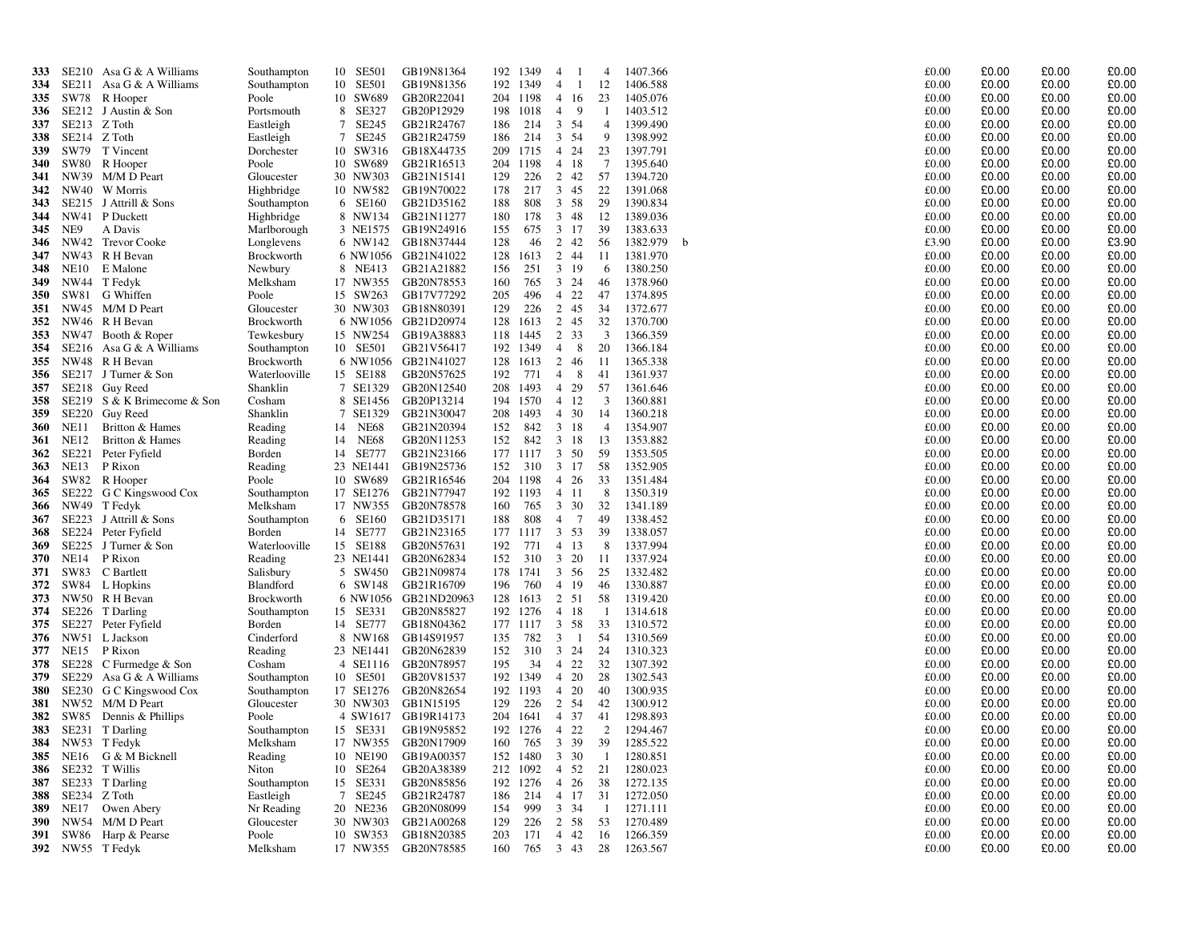| | | | | | | | | | | | | | | | | | | |
|---|---|---|---|---|---|---|---|---|---|---|---|---|---|---|---|---|---|---|
| **333** | SE210 | Asa G & A Williams | Southampton | 10 | SE501 | GB19N81364 | 192 | 1349 | 4 | 1 | 4 | 1407.366 | | £0.00 | £0.00 | £0.00 | £0.00 |
| **334** | SE211 | Asa G & A Williams | Southampton | 10 | SE501 | GB19N81356 | 192 | 1349 | 4 | 1 | 12 | 1406.588 | | £0.00 | £0.00 | £0.00 | £0.00 |
| **335** | SW78 | R Hooper | Poole | 10 | SW689 | GB20R22041 | 204 | 1198 | 4 | 16 | 23 | 1405.076 | | £0.00 | £0.00 | £0.00 | £0.00 |
| **336** | SE212 | J Austin & Son | Portsmouth | 8 | SE327 | GB20P12929 | 198 | 1018 | 4 | 9 | 1 | 1403.512 | | £0.00 | £0.00 | £0.00 | £0.00 |
| **337** | SE213 | Z Toth | Eastleigh | 7 | SE245 | GB21R24767 | 186 | 214 | 3 | 54 | 4 | 1399.490 | | £0.00 | £0.00 | £0.00 | £0.00 |
| **338** | SE214 | Z Toth | Eastleigh | 7 | SE245 | GB21R24759 | 186 | 214 | 3 | 54 | 9 | 1398.992 | | £0.00 | £0.00 | £0.00 | £0.00 |
| **339** | SW79 | T Vincent | Dorchester | 10 | SW316 | GB18X44735 | 209 | 1715 | 4 | 24 | 23 | 1397.791 | | £0.00 | £0.00 | £0.00 | £0.00 |
| **340** | SW80 | R Hooper | Poole | 10 | SW689 | GB21R16513 | 204 | 1198 | 4 | 18 | 7 | 1395.640 | | £0.00 | £0.00 | £0.00 | £0.00 |
| **341** | NW39 | M/M D Peart | Gloucester | 30 | NW303 | GB21N15141 | 129 | 226 | 2 | 42 | 57 | 1394.720 | | £0.00 | £0.00 | £0.00 | £0.00 |
| **342** | NW40 | W Morris | Highbridge | 10 | NW582 | GB19N70022 | 178 | 217 | 3 | 45 | 22 | 1391.068 | | £0.00 | £0.00 | £0.00 | £0.00 |
| **343** | SE215 | J Attrill & Sons | Southampton | 6 | SE160 | GB21D35162 | 188 | 808 | 3 | 58 | 29 | 1390.834 | | £0.00 | £0.00 | £0.00 | £0.00 |
| **344** | NW41 | P Duckett | Highbridge | 8 | NW134 | GB21N11277 | 180 | 178 | 3 | 48 | 12 | 1389.036 | | £0.00 | £0.00 | £0.00 | £0.00 |
| **345** | NE9 | A Davis | Marlborough | 3 | NE1575 | GB19N24916 | 155 | 675 | 3 | 17 | 39 | 1383.633 | | £0.00 | £0.00 | £0.00 | £0.00 |
| **346** | NW42 | Trevor Cooke | Longlevens | 6 | NW142 | GB18N37444 | 128 | 46 | 2 | 42 | 56 | 1382.979 | b | £3.90 | £0.00 | £0.00 | £3.90 |
| **347** | NW43 | R H Bevan | Brockworth | 6 | NW1056 | GB21N41022 | 128 | 1613 | 2 | 44 | 11 | 1381.970 | | £0.00 | £0.00 | £0.00 | £0.00 |
| **348** | NE10 | E Malone | Newbury | 8 | NE413 | GB21A21882 | 156 | 251 | 3 | 19 | 6 | 1380.250 | | £0.00 | £0.00 | £0.00 | £0.00 |
| **349** | NW44 | T Fedyk | Melksham | 17 | NW355 | GB20N78553 | 160 | 765 | 3 | 24 | 46 | 1378.960 | | £0.00 | £0.00 | £0.00 | £0.00 |
| **350** | SW81 | G Whiffen | Poole | 15 | SW263 | GB17V77292 | 205 | 496 | 4 | 22 | 47 | 1374.895 | | £0.00 | £0.00 | £0.00 | £0.00 |
| **351** | NW45 | M/M D Peart | Gloucester | 30 | NW303 | GB18N80391 | 129 | 226 | 2 | 45 | 34 | 1372.677 | | £0.00 | £0.00 | £0.00 | £0.00 |
| **352** | NW46 | R H Bevan | Brockworth | 6 | NW1056 | GB21D20974 | 128 | 1613 | 2 | 45 | 32 | 1370.700 | | £0.00 | £0.00 | £0.00 | £0.00 |
| **353** | NW47 | Booth & Roper | Tewkesbury | 15 | NW254 | GB19A38883 | 118 | 1445 | 2 | 33 | 3 | 1366.359 | | £0.00 | £0.00 | £0.00 | £0.00 |
| **354** | SE216 | Asa G & A Williams | Southampton | 10 | SE501 | GB21V56417 | 192 | 1349 | 4 | 8 | 20 | 1366.184 | | £0.00 | £0.00 | £0.00 | £0.00 |
| **355** | NW48 | R H Bevan | Brockworth | 6 | NW1056 | GB21N41027 | 128 | 1613 | 2 | 46 | 11 | 1365.338 | | £0.00 | £0.00 | £0.00 | £0.00 |
| **356** | SE217 | J Turner & Son | Waterlooville | 15 | SE188 | GB20N57625 | 192 | 771 | 4 | 8 | 41 | 1361.937 | | £0.00 | £0.00 | £0.00 | £0.00 |
| **357** | SE218 | Guy Reed | Shanklin | 7 | SE1329 | GB20N12540 | 208 | 1493 | 4 | 29 | 57 | 1361.646 | | £0.00 | £0.00 | £0.00 | £0.00 |
| **358** | SE219 | S & K Brimecome & Son | Cosham | 8 | SE1456 | GB20P13214 | 194 | 1570 | 4 | 12 | 3 | 1360.881 | | £0.00 | £0.00 | £0.00 | £0.00 |
| **359** | SE220 | Guy Reed | Shanklin | 7 | SE1329 | GB21N30047 | 208 | 1493 | 4 | 30 | 14 | 1360.218 | | £0.00 | £0.00 | £0.00 | £0.00 |
| **360** | NE11 | Britton & Hames | Reading | 14 | NE68 | GB21N20394 | 152 | 842 | 3 | 18 | 4 | 1354.907 | | £0.00 | £0.00 | £0.00 | £0.00 |
| **361** | NE12 | Britton & Hames | Reading | 14 | NE68 | GB20N11253 | 152 | 842 | 3 | 18 | 13 | 1353.882 | | £0.00 | £0.00 | £0.00 | £0.00 |
| **362** | SE221 | Peter Fyfield | Borden | 14 | SE777 | GB21N23166 | 177 | 1117 | 3 | 50 | 59 | 1353.505 | | £0.00 | £0.00 | £0.00 | £0.00 |
| **363** | NE13 | P Rixon | Reading | 23 | NE1441 | GB19N25736 | 152 | 310 | 3 | 17 | 58 | 1352.905 | | £0.00 | £0.00 | £0.00 | £0.00 |
| **364** | SW82 | R Hooper | Poole | 10 | SW689 | GB21R16546 | 204 | 1198 | 4 | 26 | 33 | 1351.484 | | £0.00 | £0.00 | £0.00 | £0.00 |
| **365** | SE222 | G C Kingswood Cox | Southampton | 17 | SE1276 | GB21N77947 | 192 | 1193 | 4 | 11 | 8 | 1350.319 | | £0.00 | £0.00 | £0.00 | £0.00 |
| **366** | NW49 | T Fedyk | Melksham | 17 | NW355 | GB20N78578 | 160 | 765 | 3 | 30 | 32 | 1341.189 | | £0.00 | £0.00 | £0.00 | £0.00 |
| **367** | SE223 | J Attrill & Sons | Southampton | 6 | SE160 | GB21D35171 | 188 | 808 | 4 | 7 | 49 | 1338.452 | | £0.00 | £0.00 | £0.00 | £0.00 |
| **368** | SE224 | Peter Fyfield | Borden | 14 | SE777 | GB21N23165 | 177 | 1117 | 3 | 53 | 39 | 1338.057 | | £0.00 | £0.00 | £0.00 | £0.00 |
| **369** | SE225 | J Turner & Son | Waterlooville | 15 | SE188 | GB20N57631 | 192 | 771 | 4 | 13 | 8 | 1337.994 | | £0.00 | £0.00 | £0.00 | £0.00 |
| **370** | NE14 | P Rixon | Reading | 23 | NE1441 | GB20N62834 | 152 | 310 | 3 | 20 | 11 | 1337.924 | | £0.00 | £0.00 | £0.00 | £0.00 |
| **371** | SW83 | C Bartlett | Salisbury | 5 | SW450 | GB21N09874 | 178 | 1741 | 3 | 56 | 25 | 1332.482 | | £0.00 | £0.00 | £0.00 | £0.00 |
| **372** | SW84 | L Hopkins | Blandford | 6 | SW148 | GB21R16709 | 196 | 760 | 4 | 19 | 46 | 1330.887 | | £0.00 | £0.00 | £0.00 | £0.00 |
| **373** | NW50 | R H Bevan | Brockworth | 6 | NW1056 | GB21ND20963 | 128 | 1613 | 2 | 51 | 58 | 1319.420 | | £0.00 | £0.00 | £0.00 | £0.00 |
| **374** | SE226 | T Darling | Southampton | 15 | SE331 | GB20N85827 | 192 | 1276 | 4 | 18 | 1 | 1314.618 | | £0.00 | £0.00 | £0.00 | £0.00 |
| **375** | SE227 | Peter Fyfield | Borden | 14 | SE777 | GB18N04362 | 177 | 1117 | 3 | 58 | 33 | 1310.572 | | £0.00 | £0.00 | £0.00 | £0.00 |
| **376** | NW51 | L Jackson | Cinderford | 8 | NW168 | GB14S91957 | 135 | 782 | 3 | 1 | 54 | 1310.569 | | £0.00 | £0.00 | £0.00 | £0.00 |
| **377** | NE15 | P Rixon | Reading | 23 | NE1441 | GB20N62839 | 152 | 310 | 3 | 24 | 24 | 1310.323 | | £0.00 | £0.00 | £0.00 | £0.00 |
| **378** | SE228 | C Furmedge & Son | Cosham | 4 | SE1116 | GB20N78957 | 195 | 34 | 4 | 22 | 32 | 1307.392 | | £0.00 | £0.00 | £0.00 | £0.00 |
| **379** | SE229 | Asa G & A Williams | Southampton | 10 | SE501 | GB20V81537 | 192 | 1349 | 4 | 20 | 28 | 1302.543 | | £0.00 | £0.00 | £0.00 | £0.00 |
| **380** | SE230 | G C Kingswood Cox | Southampton | 17 | SE1276 | GB20N82654 | 192 | 1193 | 4 | 20 | 40 | 1300.935 | | £0.00 | £0.00 | £0.00 | £0.00 |
| **381** | NW52 | M/M D Peart | Gloucester | 30 | NW303 | GB1N15195 | 129 | 226 | 2 | 54 | 42 | 1300.912 | | £0.00 | £0.00 | £0.00 | £0.00 |
| **382** | SW85 | Dennis & Phillips | Poole | 4 | SW1617 | GB19R14173 | 204 | 1641 | 4 | 37 | 41 | 1298.893 | | £0.00 | £0.00 | £0.00 | £0.00 |
| **383** | SE231 | T Darling | Southampton | 15 | SE331 | GB19N95852 | 192 | 1276 | 4 | 22 | 2 | 1294.467 | | £0.00 | £0.00 | £0.00 | £0.00 |
| **384** | NW53 | T Fedyk | Melksham | 17 | NW355 | GB20N17909 | 160 | 765 | 3 | 39 | 39 | 1285.522 | | £0.00 | £0.00 | £0.00 | £0.00 |
| **385** | NE16 | G & M Bicknell | Reading | 10 | NE190 | GB19A00357 | 152 | 1480 | 3 | 30 | 1 | 1280.851 | | £0.00 | £0.00 | £0.00 | £0.00 |
| **386** | SE232 | T Willis | Niton | 10 | SE264 | GB20A38389 | 212 | 1092 | 4 | 52 | 21 | 1280.023 | | £0.00 | £0.00 | £0.00 | £0.00 |
| **387** | SE233 | T Darling | Southampton | 15 | SE331 | GB20N85856 | 192 | 1276 | 4 | 26 | 38 | 1272.135 | | £0.00 | £0.00 | £0.00 | £0.00 |
| **388** | SE234 | Z Toth | Eastleigh | 7 | SE245 | GB21R24787 | 186 | 214 | 4 | 17 | 31 | 1272.050 | | £0.00 | £0.00 | £0.00 | £0.00 |
| **389** | NE17 | Owen Abery | Nr Reading | 20 | NE236 | GB20N08099 | 154 | 999 | 3 | 34 | 1 | 1271.111 | | £0.00 | £0.00 | £0.00 | £0.00 |
| **390** | NW54 | M/M D Peart | Gloucester | 30 | NW303 | GB21A00268 | 129 | 226 | 2 | 58 | 53 | 1270.489 | | £0.00 | £0.00 | £0.00 | £0.00 |
| **391** | SW86 | Harp & Pearse | Poole | 10 | SW353 | GB18N20385 | 203 | 171 | 4 | 42 | 16 | 1266.359 | | £0.00 | £0.00 | £0.00 | £0.00 |
| **392** | NW55 | T Fedyk | Melksham | 17 | NW355 | GB20N78585 | 160 | 765 | 3 | 43 | 28 | 1263.567 | | £0.00 | £0.00 | £0.00 | £0.00 |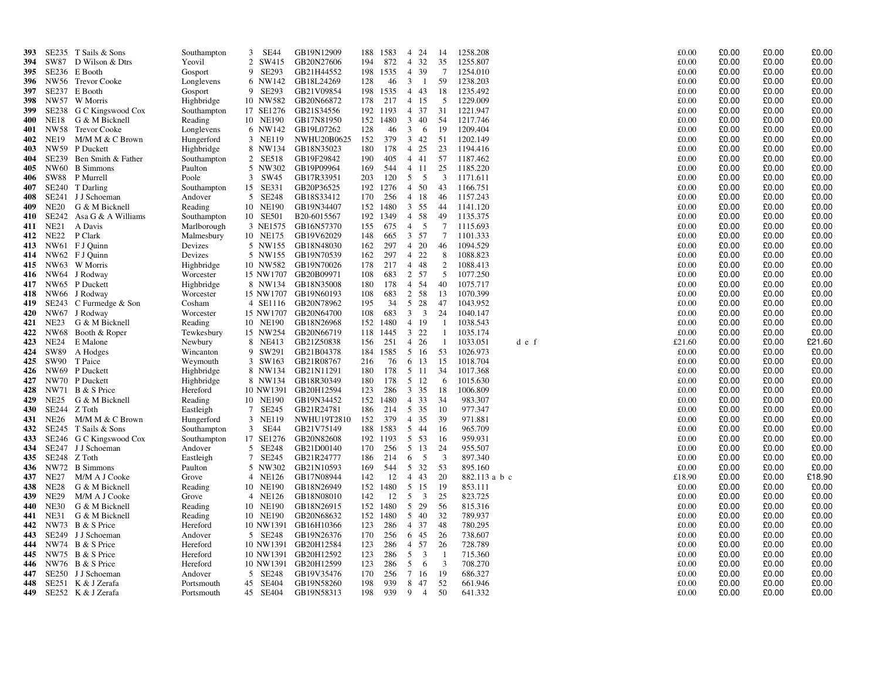| | | | | | | | | | | | | | | | | | | |
|---|---|---|---|---|---|---|---|---|---|---|---|---|---|---|---|---|---|---|
| 393 | SE235 | T Sails & Sons | Southampton | 3 | SE44 | GB19N12909 | 188 | 1583 | 4 | 24 | 14 | 1258.208 | | £0.00 | £0.00 | £0.00 | £0.00 |
| 394 | SW87 | D Wilson & Dtrs | Yeovil | 2 | SW415 | GB20N27606 | 194 | 872 | 4 | 32 | 35 | 1255.807 | | £0.00 | £0.00 | £0.00 | £0.00 |
| 395 | SE236 | E Booth | Gosport | 9 | SE293 | GB21H44552 | 198 | 1535 | 4 | 39 | 7 | 1254.010 | | £0.00 | £0.00 | £0.00 | £0.00 |
| 396 | NW56 | Trevor Cooke | Longlevens | 6 | NW142 | GB18L24269 | 128 | 46 | 3 | 1 | 59 | 1238.203 | | £0.00 | £0.00 | £0.00 | £0.00 |
| 397 | SE237 | E Booth | Gosport | 9 | SE293 | GB21V09854 | 198 | 1535 | 4 | 43 | 18 | 1235.492 | | £0.00 | £0.00 | £0.00 | £0.00 |
| 398 | NW57 | W Morris | Highbridge | 10 | NW582 | GB20N66872 | 178 | 217 | 4 | 15 | 5 | 1229.009 | | £0.00 | £0.00 | £0.00 | £0.00 |
| 399 | SE238 | G C Kingswood Cox | Southampton | 17 | SE1276 | GB21S34556 | 192 | 1193 | 4 | 37 | 31 | 1221.947 | | £0.00 | £0.00 | £0.00 | £0.00 |
| 400 | NE18 | G & M Bicknell | Reading | 10 | NE190 | GB17N81950 | 152 | 1480 | 3 | 40 | 54 | 1217.746 | | £0.00 | £0.00 | £0.00 | £0.00 |
| 401 | NW58 | Trevor Cooke | Longlevens | 6 | NW142 | GB19L07262 | 128 | 46 | 3 | 6 | 19 | 1209.404 | | £0.00 | £0.00 | £0.00 | £0.00 |
| 402 | NE19 | M/M M & C Brown | Hungerford | 3 | NE119 | NWHU20B0625 | 152 | 379 | 3 | 42 | 51 | 1202.149 | | £0.00 | £0.00 | £0.00 | £0.00 |
| 403 | NW59 | P Duckett | Highbridge | 8 | NW134 | GB18N35023 | 180 | 178 | 4 | 25 | 23 | 1194.416 | | £0.00 | £0.00 | £0.00 | £0.00 |
| 404 | SE239 | Ben Smith & Father | Southampton | 2 | SE518 | GB19F29842 | 190 | 405 | 4 | 41 | 57 | 1187.462 | | £0.00 | £0.00 | £0.00 | £0.00 |
| 405 | NW60 | B Simmons | Paulton | 5 | NW302 | GB19P09964 | 169 | 544 | 4 | 11 | 25 | 1185.220 | | £0.00 | £0.00 | £0.00 | £0.00 |
| 406 | SW88 | P Murrell | Poole | 3 | SW45 | GB17R33951 | 203 | 120 | 5 | 5 | 3 | 1171.611 | | £0.00 | £0.00 | £0.00 | £0.00 |
| 407 | SE240 | T Darling | Southampton | 15 | SE331 | GB20P36525 | 192 | 1276 | 4 | 50 | 43 | 1166.751 | | £0.00 | £0.00 | £0.00 | £0.00 |
| 408 | SE241 | J J Schoeman | Andover | 5 | SE248 | GB18S33412 | 170 | 256 | 4 | 18 | 46 | 1157.243 | | £0.00 | £0.00 | £0.00 | £0.00 |
| 409 | NE20 | G & M Bicknell | Reading | 10 | NE190 | GB19N34407 | 152 | 1480 | 3 | 55 | 44 | 1141.120 | | £0.00 | £0.00 | £0.00 | £0.00 |
| 410 | SE242 | Asa G & A Williams | Southampton | 10 | SE501 | B20-6015567 | 192 | 1349 | 4 | 58 | 49 | 1135.375 | | £0.00 | £0.00 | £0.00 | £0.00 |
| 411 | NE21 | A Davis | Marlborough | 3 | NE1575 | GB16N57370 | 155 | 675 | 4 | 5 | 7 | 1115.693 | | £0.00 | £0.00 | £0.00 | £0.00 |
| 412 | NE22 | P Clark | Malmesbury | 10 | NE175 | GB19V62029 | 148 | 665 | 3 | 57 | 7 | 1101.333 | | £0.00 | £0.00 | £0.00 | £0.00 |
| 413 | NW61 | F J Quinn | Devizes | 5 | NW155 | GB18N48030 | 162 | 297 | 4 | 20 | 46 | 1094.529 | | £0.00 | £0.00 | £0.00 | £0.00 |
| 414 | NW62 | F J Quinn | Devizes | 5 | NW155 | GB19N70539 | 162 | 297 | 4 | 22 | 8 | 1088.823 | | £0.00 | £0.00 | £0.00 | £0.00 |
| 415 | NW63 | W Morris | Highbridge | 10 | NW582 | GB19N70026 | 178 | 217 | 4 | 48 | 2 | 1088.413 | | £0.00 | £0.00 | £0.00 | £0.00 |
| 416 | NW64 | J Rodway | Worcester | 15 | NW1707 | GB20B09971 | 108 | 683 | 2 | 57 | 5 | 1077.250 | | £0.00 | £0.00 | £0.00 | £0.00 |
| 417 | NW65 | P Duckett | Highbridge | 8 | NW134 | GB18N35008 | 180 | 178 | 4 | 54 | 40 | 1075.717 | | £0.00 | £0.00 | £0.00 | £0.00 |
| 418 | NW66 | J Rodway | Worcester | 15 | NW1707 | GB19N60193 | 108 | 683 | 2 | 58 | 13 | 1070.399 | | £0.00 | £0.00 | £0.00 | £0.00 |
| 419 | SE243 | C Furmedge & Son | Cosham | 4 | SE1116 | GB20N78962 | 195 | 34 | 5 | 28 | 47 | 1043.952 | | £0.00 | £0.00 | £0.00 | £0.00 |
| 420 | NW67 | J Rodway | Worcester | 15 | NW1707 | GB20N64700 | 108 | 683 | 3 | 3 | 24 | 1040.147 | | £0.00 | £0.00 | £0.00 | £0.00 |
| 421 | NE23 | G & M Bicknell | Reading | 10 | NE190 | GB18N26968 | 152 | 1480 | 4 | 19 | 1 | 1038.543 | | £0.00 | £0.00 | £0.00 | £0.00 |
| 422 | NW68 | Booth & Roper | Tewkesbury | 15 | NW254 | GB20N66719 | 118 | 1445 | 3 | 22 | 1 | 1035.174 | | £0.00 | £0.00 | £0.00 | £0.00 |
| 423 | NE24 | E Malone | Newbury | 8 | NE413 | GB21Z50838 | 156 | 251 | 4 | 26 | 1 | 1033.051 | d e f | £21.60 | £0.00 | £0.00 | £21.60 |
| 424 | SW89 | A Hodges | Wincanton | 9 | SW291 | GB21B04378 | 184 | 1585 | 5 | 16 | 53 | 1026.973 | | £0.00 | £0.00 | £0.00 | £0.00 |
| 425 | SW90 | T Paice | Weymouth | 3 | SW163 | GB21R08767 | 216 | 76 | 6 | 13 | 15 | 1018.704 | | £0.00 | £0.00 | £0.00 | £0.00 |
| 426 | NW69 | P Duckett | Highbridge | 8 | NW134 | GB21N11291 | 180 | 178 | 5 | 11 | 34 | 1017.368 | | £0.00 | £0.00 | £0.00 | £0.00 |
| 427 | NW70 | P Duckett | Highbridge | 8 | NW134 | GB18R30349 | 180 | 178 | 5 | 12 | 6 | 1015.630 | | £0.00 | £0.00 | £0.00 | £0.00 |
| 428 | NW71 | B & S Price | Hereford | 10 | NW1391 | GB20H12594 | 123 | 286 | 3 | 35 | 18 | 1006.809 | | £0.00 | £0.00 | £0.00 | £0.00 |
| 429 | NE25 | G & M Bicknell | Reading | 10 | NE190 | GB19N34452 | 152 | 1480 | 4 | 33 | 34 | 983.307 | | £0.00 | £0.00 | £0.00 | £0.00 |
| 430 | SE244 | Z Toth | Eastleigh | 7 | SE245 | GB21R24781 | 186 | 214 | 5 | 35 | 10 | 977.347 | | £0.00 | £0.00 | £0.00 | £0.00 |
| 431 | NE26 | M/M M & C Brown | Hungerford | 3 | NE119 | NWHU19T2810 | 152 | 379 | 4 | 35 | 39 | 971.881 | | £0.00 | £0.00 | £0.00 | £0.00 |
| 432 | SE245 | T Sails & Sons | Southampton | 3 | SE44 | GB21V75149 | 188 | 1583 | 5 | 44 | 16 | 965.709 | | £0.00 | £0.00 | £0.00 | £0.00 |
| 433 | SE246 | G C Kingswood Cox | Southampton | 17 | SE1276 | GB20N82608 | 192 | 1193 | 5 | 53 | 16 | 959.931 | | £0.00 | £0.00 | £0.00 | £0.00 |
| 434 | SE247 | J J Schoeman | Andover | 5 | SE248 | GB21D00140 | 170 | 256 | 5 | 13 | 24 | 955.507 | | £0.00 | £0.00 | £0.00 | £0.00 |
| 435 | SE248 | Z Toth | Eastleigh | 7 | SE245 | GB21R24777 | 186 | 214 | 6 | 5 | 3 | 897.340 | | £0.00 | £0.00 | £0.00 | £0.00 |
| 436 | NW72 | B Simmons | Paulton | 5 | NW302 | GB21N10593 | 169 | 544 | 5 | 32 | 53 | 895.160 | | £0.00 | £0.00 | £0.00 | £0.00 |
| 437 | NE27 | M/M A J Cooke | Grove | 4 | NE126 | GB17N08944 | 142 | 12 | 4 | 43 | 20 | 882.113 | a b c | £18.90 | £0.00 | £0.00 | £18.90 |
| 438 | NE28 | G & M Bicknell | Reading | 10 | NE190 | GB18N26949 | 152 | 1480 | 5 | 15 | 19 | 853.111 | | £0.00 | £0.00 | £0.00 | £0.00 |
| 439 | NE29 | M/M A J Cooke | Grove | 4 | NE126 | GB18N08010 | 142 | 12 | 5 | 3 | 25 | 823.725 | | £0.00 | £0.00 | £0.00 | £0.00 |
| 440 | NE30 | G & M Bicknell | Reading | 10 | NE190 | GB18N26915 | 152 | 1480 | 5 | 29 | 56 | 815.316 | | £0.00 | £0.00 | £0.00 | £0.00 |
| 441 | NE31 | G & M Bicknell | Reading | 10 | NE190 | GB20N68632 | 152 | 1480 | 5 | 40 | 32 | 789.937 | | £0.00 | £0.00 | £0.00 | £0.00 |
| 442 | NW73 | B & S Price | Hereford | 10 | NW1391 | GB16H10366 | 123 | 286 | 4 | 37 | 48 | 780.295 | | £0.00 | £0.00 | £0.00 | £0.00 |
| 443 | SE249 | J J Schoeman | Andover | 5 | SE248 | GB19N26376 | 170 | 256 | 6 | 45 | 26 | 738.607 | | £0.00 | £0.00 | £0.00 | £0.00 |
| 444 | NW74 | B & S Price | Hereford | 10 | NW1391 | GB20H12584 | 123 | 286 | 4 | 57 | 26 | 728.789 | | £0.00 | £0.00 | £0.00 | £0.00 |
| 445 | NW75 | B & S Price | Hereford | 10 | NW1391 | GB20H12592 | 123 | 286 | 5 | 3 | 1 | 715.360 | | £0.00 | £0.00 | £0.00 | £0.00 |
| 446 | NW76 | B & S Price | Hereford | 10 | NW1391 | GB20H12599 | 123 | 286 | 5 | 6 | 3 | 708.270 | | £0.00 | £0.00 | £0.00 | £0.00 |
| 447 | SE250 | J J Schoeman | Andover | 5 | SE248 | GB19V35476 | 170 | 256 | 7 | 16 | 19 | 686.327 | | £0.00 | £0.00 | £0.00 | £0.00 |
| 448 | SE251 | K & J Zerafa | Portsmouth | 45 | SE404 | GB19N58260 | 198 | 939 | 8 | 47 | 52 | 661.946 | | £0.00 | £0.00 | £0.00 | £0.00 |
| 449 | SE252 | K & J Zerafa | Portsmouth | 45 | SE404 | GB19N58313 | 198 | 939 | 9 | 4 | 50 | 641.332 | | £0.00 | £0.00 | £0.00 | £0.00 |